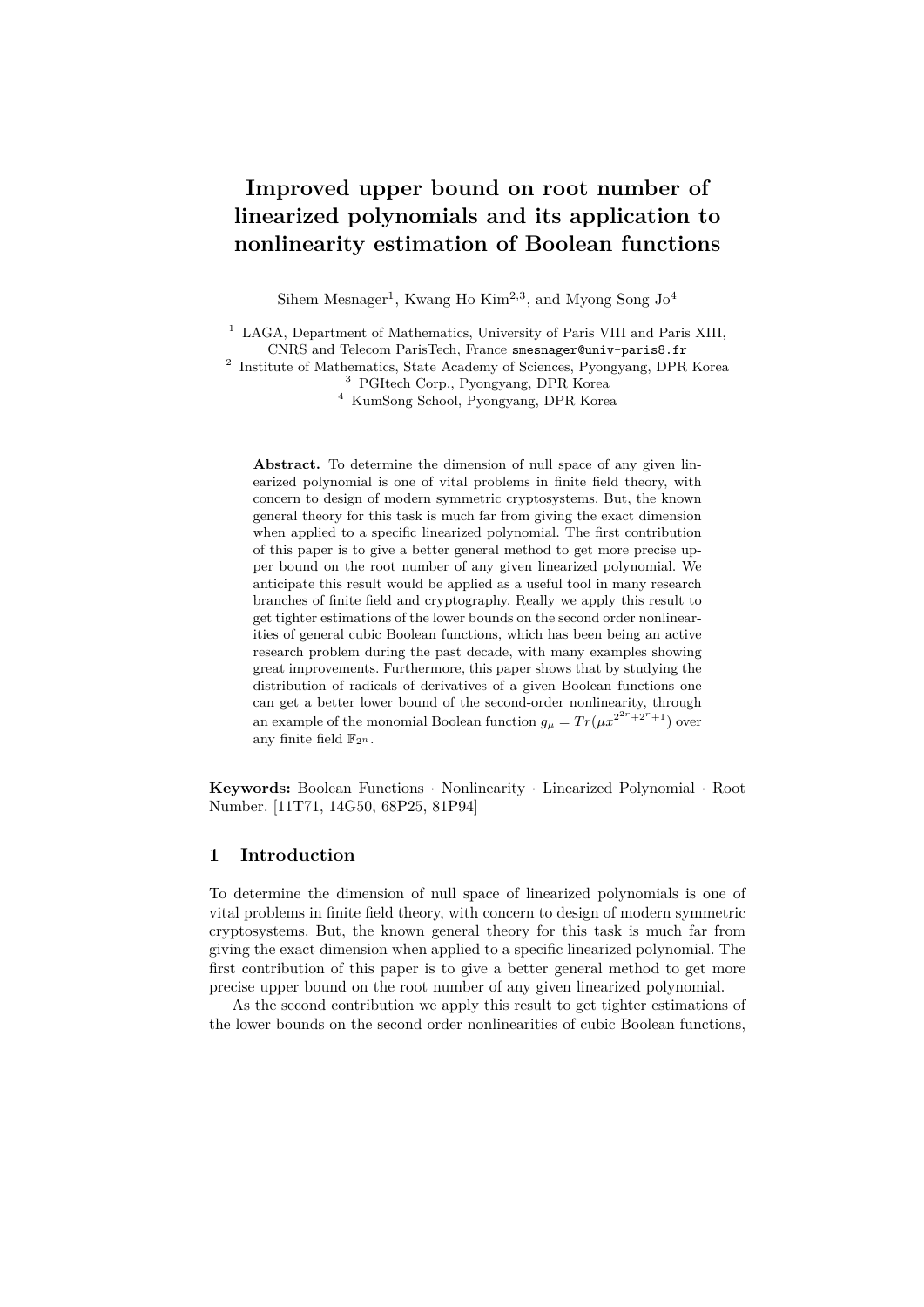# Improved upper bound on root number of linearized polynomials and its application to nonlinearity estimation of Boolean functions

Sihem Mesnager[1], Kwang Ho Kim[2,3], and Myong Song Jo[4]

[1] LAGA, Department of Mathematics, University of Paris VIII and Paris XIII, CNRS and Telecom ParisTech, France smesnager@univ-paris8.fr
[2] Institute of Mathematics, State Academy of Sciences, Pyongyang, DPR Korea
[3] PGItech Corp., Pyongyang, DPR Korea
[4] KumSong School, Pyongyang, DPR Korea

**Abstract.** To determine the dimension of null space of any given linearized polynomial is one of vital problems in finite field theory, with concern to design of modern symmetric cryptosystems. But, the known general theory for this task is much far from giving the exact dimension when applied to a specific linearized polynomial. The first contribution of this paper is to give a better general method to get more precise upper bound on the root number of any given linearized polynomial. We anticipate this result would be applied as a useful tool in many research branches of finite field and cryptography. Really we apply this result to get tighter estimations of the lower bounds on the second order nonlinearities of general cubic Boolean functions, which has been being an active research problem during the past decade, with many examples showing great improvements. Furthermore, this paper shows that by studying the distribution of radicals of derivatives of a given Boolean functions one can get a better lower bound of the second-order nonlinearity, through an example of the monomial Boolean function $g_\mu = Tr(\mu x^{2^{2r}+2^r+1})$ over any finite field $\mathbb{F}_{2^n}$.

**Keywords:** Boolean Functions · Nonlinearity · Linearized Polynomial · Root Number. [11T71, 14G50, 68P25, 81P94]

## 1 Introduction

To determine the dimension of null space of linearized polynomials is one of vital problems in finite field theory, with concern to design of modern symmetric cryptosystems. But, the known general theory for this task is much far from giving the exact dimension when applied to a specific linearized polynomial. The first contribution of this paper is to give a better general method to get more precise upper bound on the root number of any given linearized polynomial.

As the second contribution we apply this result to get tighter estimations of the lower bounds on the second order nonlinearities of cubic Boolean functions,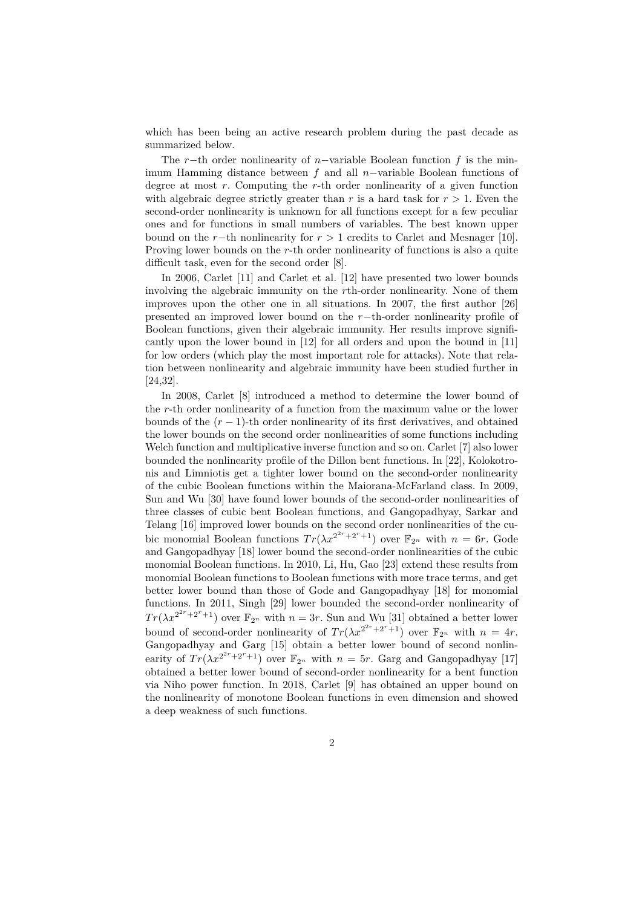which has been being an active research problem during the past decade as summarized below.

The $r-$th order nonlinearity of $n-$variable Boolean function $f$ is the minimum Hamming distance between $f$ and all $n-$variable Boolean functions of degree at most $r$. Computing the $r$-th order nonlinearity of a given function with algebraic degree strictly greater than $r$ is a hard task for $r > 1$. Even the second-order nonlinearity is unknown for all functions except for a few peculiar ones and for functions in small numbers of variables. The best known upper bound on the $r-$th nonlinearity for $r > 1$ credits to Carlet and Mesnager [10]. Proving lower bounds on the $r$-th order nonlinearity of functions is also a quite difficult task, even for the second order [8].

In 2006, Carlet [11] and Carlet et al. [12] have presented two lower bounds involving the algebraic immunity on the $r$th-order nonlinearity. None of them improves upon the other one in all situations. In 2007, the first author [26] presented an improved lower bound on the $r-$th-order nonlinearity profile of Boolean functions, given their algebraic immunity. Her results improve significantly upon the lower bound in [12] for all orders and upon the bound in [11] for low orders (which play the most important role for attacks). Note that relation between nonlinearity and algebraic immunity have been studied further in [24,32].

In 2008, Carlet [8] introduced a method to determine the lower bound of the $r$-th order nonlinearity of a function from the maximum value or the lower bounds of the $(r-1)$-th order nonlinearity of its first derivatives, and obtained the lower bounds on the second order nonlinearities of some functions including Welch function and multiplicative inverse function and so on. Carlet [7] also lower bounded the nonlinearity profile of the Dillon bent functions. In [22], Kolokotronis and Limniotis get a tighter lower bound on the second-order nonlinearity of the cubic Boolean functions within the Maiorana-McFarland class. In 2009, Sun and Wu [30] have found lower bounds of the second-order nonlinearities of three classes of cubic bent Boolean functions, and Gangopadhyay, Sarkar and Telang [16] improved lower bounds on the second order nonlinearities of the cubic monomial Boolean functions $Tr(\lambda x^{2^{2r}+2^r+1})$ over $\mathbb{F}_{2^n}$ with $n = 6r$. Gode and Gangopadhyay [18] lower bound the second-order nonlinearities of the cubic monomial Boolean functions. In 2010, Li, Hu, Gao [23] extend these results from monomial Boolean functions to Boolean functions with more trace terms, and get better lower bound than those of Gode and Gangopadhyay [18] for monomial functions. In 2011, Singh [29] lower bounded the second-order nonlinearity of $Tr(\lambda x^{2^{2r}+2^r+1})$ over $\mathbb{F}_{2^n}$ with $n = 3r$. Sun and Wu [31] obtained a better lower bound of second-order nonlinearity of $Tr(\lambda x^{2^{2r}+2^r+1})$ over $\mathbb{F}_{2^n}$ with $n = 4r$. Gangopadhyay and Garg [15] obtain a better lower bound of second nonlinearity of $Tr(\lambda x^{2^{2r}+2^r+1})$ over $\mathbb{F}_{2^n}$ with $n = 5r$. Garg and Gangopadhyay [17] obtained a better lower bound of second-order nonlinearity for a bent function via Niho power function. In 2018, Carlet [9] has obtained an upper bound on the nonlinearity of monotone Boolean functions in even dimension and showed a deep weakness of such functions.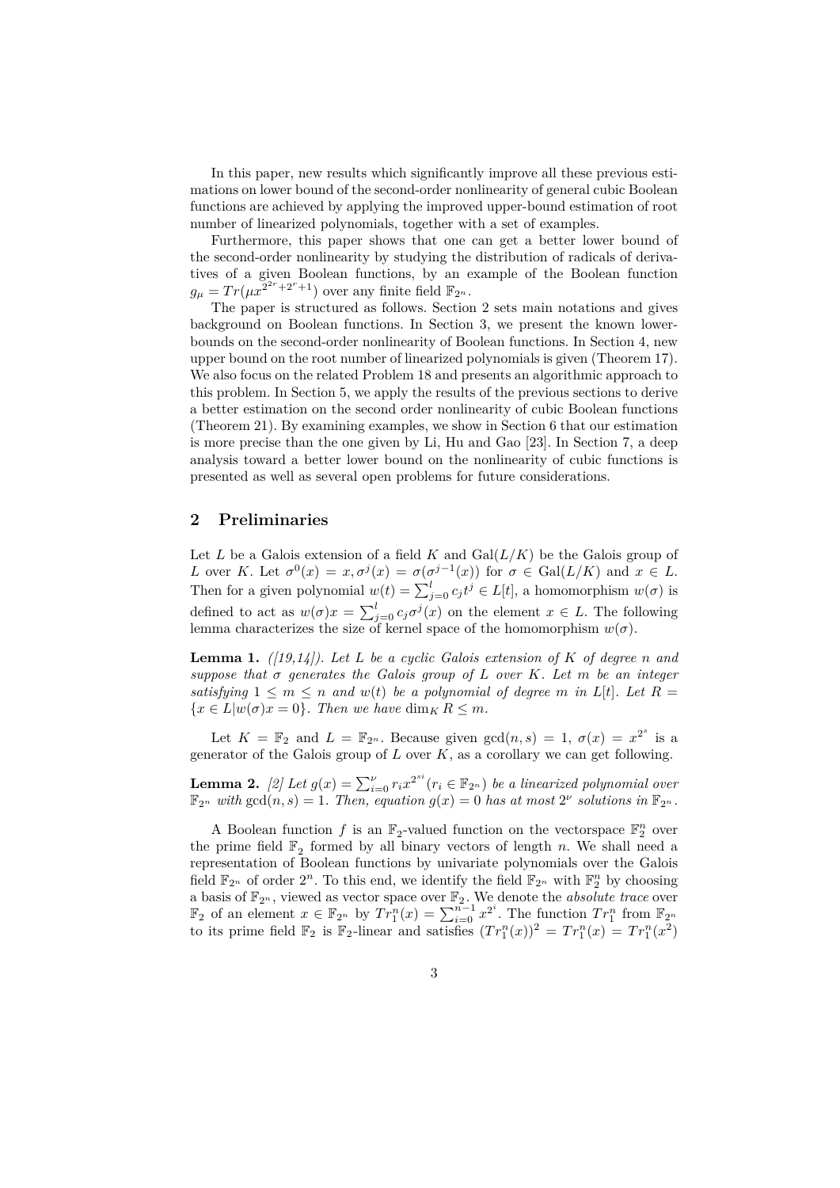In this paper, new results which significantly improve all these previous estimations on lower bound of the second-order nonlinearity of general cubic Boolean functions are achieved by applying the improved upper-bound estimation of root number of linearized polynomials, together with a set of examples.

Furthermore, this paper shows that one can get a better lower bound of the second-order nonlinearity by studying the distribution of radicals of derivatives of a given Boolean functions, by an example of the Boolean function $g_\mu = Tr(\mu x^{2^{2r}+2^r+1})$ over any finite field $\mathbb{F}_{2^n}$.

The paper is structured as follows. Section 2 sets main notations and gives background on Boolean functions. In Section 3, we present the known lower-bounds on the second-order nonlinearity of Boolean functions. In Section 4, new upper bound on the root number of linearized polynomials is given (Theorem 17). We also focus on the related Problem 18 and presents an algorithmic approach to this problem. In Section 5, we apply the results of the previous sections to derive a better estimation on the second order nonlinearity of cubic Boolean functions (Theorem 21). By examining examples, we show in Section 6 that our estimation is more precise than the one given by Li, Hu and Gao [23]. In Section 7, a deep analysis toward a better lower bound on the nonlinearity of cubic functions is presented as well as several open problems for future considerations.

## 2 Preliminaries

Let $L$ be a Galois extension of a field $K$ and $\mathrm{Gal}(L/K)$ be the Galois group of $L$ over $K$. Let $\sigma^0(x) = x, \sigma^j(x) = \sigma(\sigma^{j-1}(x))$ for $\sigma \in \mathrm{Gal}(L/K)$ and $x \in L$. Then for a given polynomial $w(t) = \sum_{j=0}^{l} c_j t^j \in L[t]$, a homomorphism $w(\sigma)$ is defined to act as $w(\sigma)x = \sum_{j=0}^{l} c_j \sigma^j(x)$ on the element $x \in L$. The following lemma characterizes the size of kernel space of the homomorphism $w(\sigma)$.

**Lemma 1.** *([19,14]). Let $L$ be a cyclic Galois extension of $K$ of degree $n$ and suppose that $\sigma$ generates the Galois group of $L$ over $K$. Let $m$ be an integer satisfying $1 \leq m \leq n$ and $w(t)$ be a polynomial of degree $m$ in $L[t]$. Let $R = \{x \in L | w(\sigma)x = 0\}$. Then we have $\dim_K R \leq m$.*

Let $K = \mathbb{F}_2$ and $L = \mathbb{F}_{2^n}$. Because given $\gcd(n, s) = 1$, $\sigma(x) = x^{2^s}$ is a generator of the Galois group of $L$ over $K$, as a corollary we can get following.

**Lemma 2.** *[2] Let $g(x) = \sum_{i=0}^{\nu} r_i x^{2^{si}} (r_i \in \mathbb{F}_{2^n})$ be a linearized polynomial over $\mathbb{F}_{2^n}$ with $\gcd(n, s) = 1$. Then, equation $g(x) = 0$ has at most $2^\nu$ solutions in $\mathbb{F}_{2^n}$.*

A Boolean function $f$ is an $\mathbb{F}_2$-valued function on the vectorspace $\mathbb{F}_2^n$ over the prime field $\mathbb{F}_2$ formed by all binary vectors of length $n$. We shall need a representation of Boolean functions by univariate polynomials over the Galois field $\mathbb{F}_{2^n}$ of order $2^n$. To this end, we identify the field $\mathbb{F}_{2^n}$ with $\mathbb{F}_2^n$ by choosing a basis of $\mathbb{F}_{2^n}$, viewed as vector space over $\mathbb{F}_2$. We denote the *absolute trace* over $\mathbb{F}_2$ of an element $x \in \mathbb{F}_{2^n}$ by $Tr_1^n(x) = \sum_{i=0}^{n-1} x^{2^i}$. The function $Tr_1^n$ from $\mathbb{F}_{2^n}$ to its prime field $\mathbb{F}_2$ is $\mathbb{F}_2$-linear and satisfies $(Tr_1^n(x))^2 = Tr_1^n(x) = Tr_1^n(x^2)$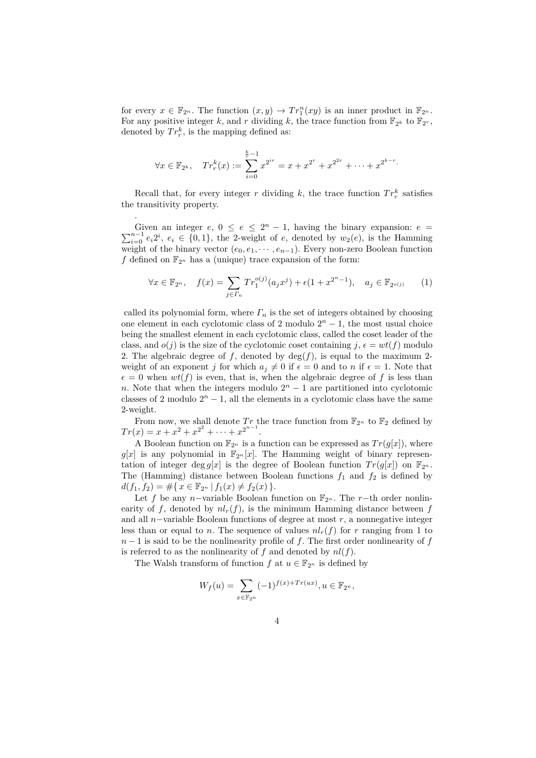for every $x \in \mathbb{F}_{2^n}$. The function $(x, y) \to Tr_1^n(xy)$ is an inner product in $\mathbb{F}_{2^n}$. For any positive integer $k$, and $r$ dividing $k$, the trace function from $\mathbb{F}_{2^k}$ to $\mathbb{F}_{2^r}$, denoted by $Tr_r^k$, is the mapping defined as:

$$\forall x \in \mathbb{F}_{2^k}, \quad Tr_r^k(x) := \sum_{i=0}^{\frac{k}{r}-1} x^{2^{ir}} = x + x^{2^r} + x^{2^{2r}} + \cdots + x^{2^{k-r}}.$$

Recall that, for every integer $r$ dividing $k$, the trace function $Tr_r^k$ satisfies the transitivity property.

.

Given an integer $e$, $0 \leq e \leq 2^n - 1$, having the binary expansion: $e = \sum_{i=0}^{n-1} e_i 2^i$, $e_i \in \{0, 1\}$, the 2-weight of $e$, denoted by $w_2(e)$, is the Hamming weight of the binary vector $(e_0, e_1, \cdots, e_{n-1})$. Every non-zero Boolean function $f$ defined on $\mathbb{F}_{2^n}$ has a (unique) trace expansion of the form:

$$\forall x \in \mathbb{F}_{2^n}, \quad f(x) = \sum_{j \in \Gamma_n} Tr_1^{o(j)}(a_j x^j) + \epsilon(1 + x^{2^n-1}), \quad a_j \in \mathbb{F}_{2^{o(j)}} \qquad (1)$$

called its polynomial form, where $\Gamma_n$ is the set of integers obtained by choosing one element in each cyclotomic class of 2 modulo $2^n - 1$, the most usual choice being the smallest element in each cyclotomic class, called the coset leader of the class, and $o(j)$ is the size of the cyclotomic coset containing $j$, $\epsilon = wt(f)$ modulo 2. The algebraic degree of $f$, denoted by $\deg(f)$, is equal to the maximum 2-weight of an exponent $j$ for which $a_j \neq 0$ if $\epsilon = 0$ and to $n$ if $\epsilon = 1$. Note that $\epsilon = 0$ when $wt(f)$ is even, that is, when the algebraic degree of $f$ is less than $n$. Note that when the integers modulo $2^n - 1$ are partitioned into cyclotomic classes of 2 modulo $2^n - 1$, all the elements in a cyclotomic class have the same 2-weight.

From now, we shall denote $Tr$ the trace function from $\mathbb{F}_{2^n}$ to $\mathbb{F}_2$ defined by $Tr(x) = x + x^2 + x^{2^2} + \cdots + x^{2^{n-1}}$.

A Boolean function on $\mathbb{F}_{2^n}$ is a function can be expressed as $Tr(g[x])$, where $g[x]$ is any polynomial in $\mathbb{F}_{2^n}[x]$. The Hamming weight of binary representation of integer $\deg g[x]$ is the degree of Boolean function $Tr(g[x])$ on $\mathbb{F}_{2^n}$. The (Hamming) distance between Boolean functions $f_1$ and $f_2$ is defined by $d(f_1, f_2) = \#\{\, x \in \mathbb{F}_{2^n} \mid f_1(x) \neq f_2(x) \,\}$.

Let $f$ be any $n-$variable Boolean function on $\mathbb{F}_{2^n}$. The $r-$th order nonlinearity of $f$, denoted by $nl_r(f)$, is the minimum Hamming distance between $f$ and all $n-$variable Boolean functions of degree at most $r$, a nonnegative integer less than or equal to $n$. The sequence of values $nl_r(f)$ for $r$ ranging from 1 to $n - 1$ is said to be the nonlinearity profile of $f$. The first order nonlinearity of $f$ is referred to as the nonlinearity of $f$ and denoted by $nl(f)$.

The Walsh transform of function $f$ at $u \in \mathbb{F}_{2^n}$ is defined by

$$W_f(u) = \sum_{x \in \mathbb{F}_{2^n}} (-1)^{f(x) + Tr(ux)}, u \in \mathbb{F}_{2^n},$$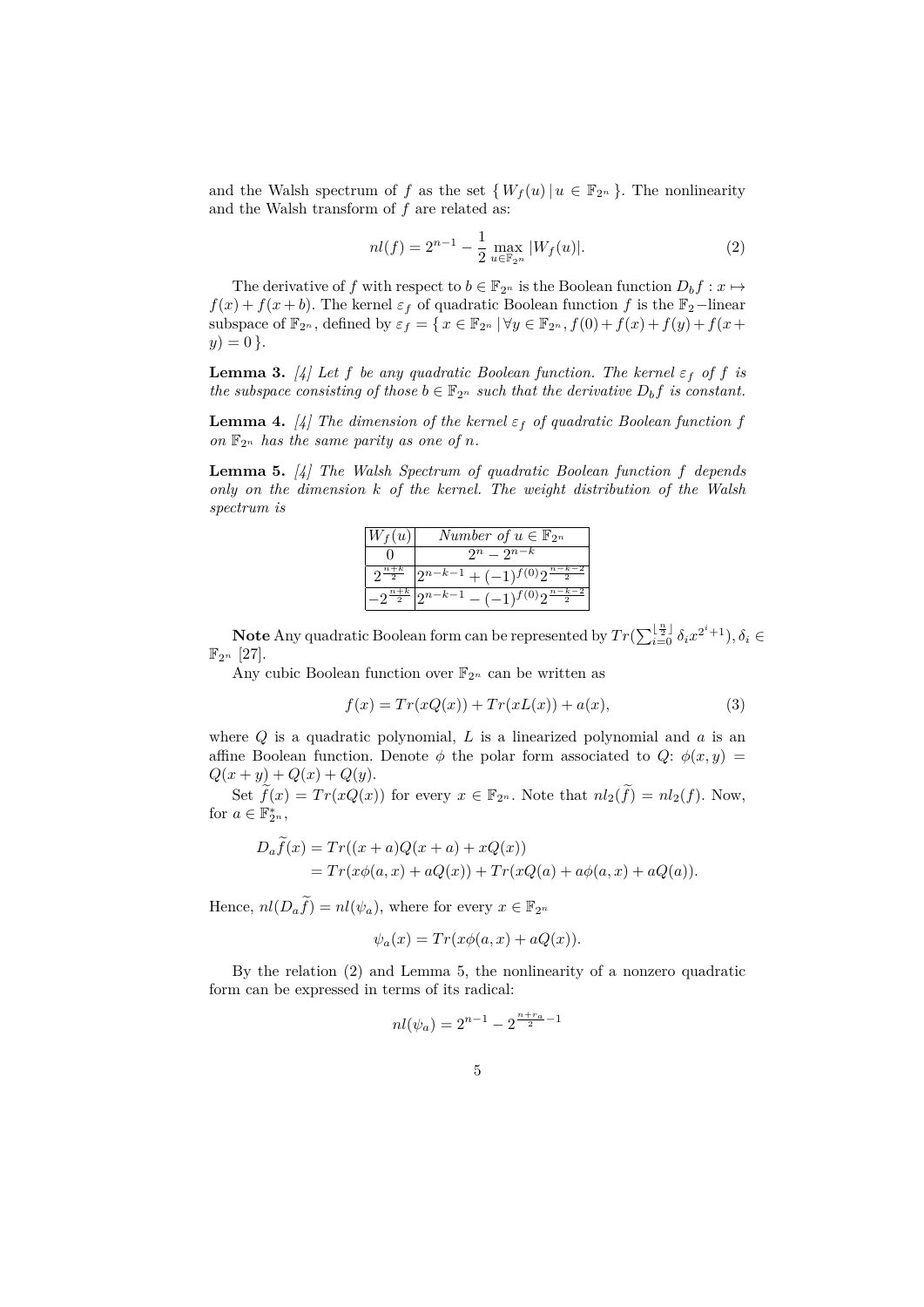and the Walsh spectrum of $f$ as the set $\{ W_f(u) \mid u \in \mathbb{F}_{2^n} \}$. The nonlinearity and the Walsh transform of $f$ are related as:

$$nl(f) = 2^{n-1} - \frac{1}{2} \max_{u \in \mathbb{F}_{2^n}} |W_f(u)|. \tag{2}$$

The derivative of $f$ with respect to $b \in \mathbb{F}_{2^n}$ is the Boolean function $D_b f : x \mapsto f(x) + f(x+b)$. The kernel $\varepsilon_f$ of quadratic Boolean function $f$ is the $\mathbb{F}_2-$linear subspace of $\mathbb{F}_{2^n}$, defined by $\varepsilon_f = \{ x \in \mathbb{F}_{2^n} \mid \forall y \in \mathbb{F}_{2^n}, f(0) + f(x) + f(y) + f(x+y) = 0 \}$.

**Lemma 3.** *[4] Let $f$ be any quadratic Boolean function. The kernel $\varepsilon_f$ of $f$ is the subspace consisting of those $b \in \mathbb{F}_{2^n}$ such that the derivative $D_b f$ is constant.*

**Lemma 4.** *[4] The dimension of the kernel $\varepsilon_f$ of quadratic Boolean function $f$ on $\mathbb{F}_{2^n}$ has the same parity as one of $n$.*

**Lemma 5.** *[4] The Walsh Spectrum of quadratic Boolean function $f$ depends only on the dimension $k$ of the kernel. The weight distribution of the Walsh spectrum is*

| $W_f(u)$ | *Number of* $u \in \mathbb{F}_{2^n}$ |
|---|---|
| $0$ | $2^n - 2^{n-k}$ |
| $2^{\frac{n+k}{2}}$ | $2^{n-k-1} + (-1)^{f(0)} 2^{\frac{n-k-2}{2}}$ |
| $-2^{\frac{n+k}{2}}$ | $2^{n-k-1} - (-1)^{f(0)} 2^{\frac{n-k-2}{2}}$ |

**Note** Any quadratic Boolean form can be represented by $Tr(\sum_{i=0}^{\lfloor \frac{n}{2} \rfloor} \delta_i x^{2^i+1}), \delta_i \in \mathbb{F}_{2^n}$ [27].

Any cubic Boolean function over $\mathbb{F}_{2^n}$ can be written as

$$f(x) = Tr(xQ(x)) + Tr(xL(x)) + a(x), \tag{3}$$

where $Q$ is a quadratic polynomial, $L$ is a linearized polynomial and $a$ is an affine Boolean function. Denote $\phi$ the polar form associated to $Q$: $\phi(x,y) = Q(x+y) + Q(x) + Q(y)$.

Set $\widetilde{f}(x) = Tr(xQ(x))$ for every $x \in \mathbb{F}_{2^n}$. Note that $nl_2(\widetilde{f}) = nl_2(f)$. Now, for $a \in \mathbb{F}_{2^n}^*$,

$$\begin{aligned} D_a \widetilde{f}(x) &= Tr((x+a)Q(x+a) + xQ(x)) \\ &= Tr(x\phi(a,x) + aQ(x)) + Tr(xQ(a) + a\phi(a,x) + aQ(a)). \end{aligned}$$

Hence, $nl(D_a \widetilde{f}) = nl(\psi_a)$, where for every $x \in \mathbb{F}_{2^n}$

$$\psi_a(x) = Tr(x\phi(a,x) + aQ(x)).$$

By the relation (2) and Lemma 5, the nonlinearity of a nonzero quadratic form can be expressed in terms of its radical:

$$nl(\psi_a) = 2^{n-1} - 2^{\frac{n+r_a}{2}-1}$$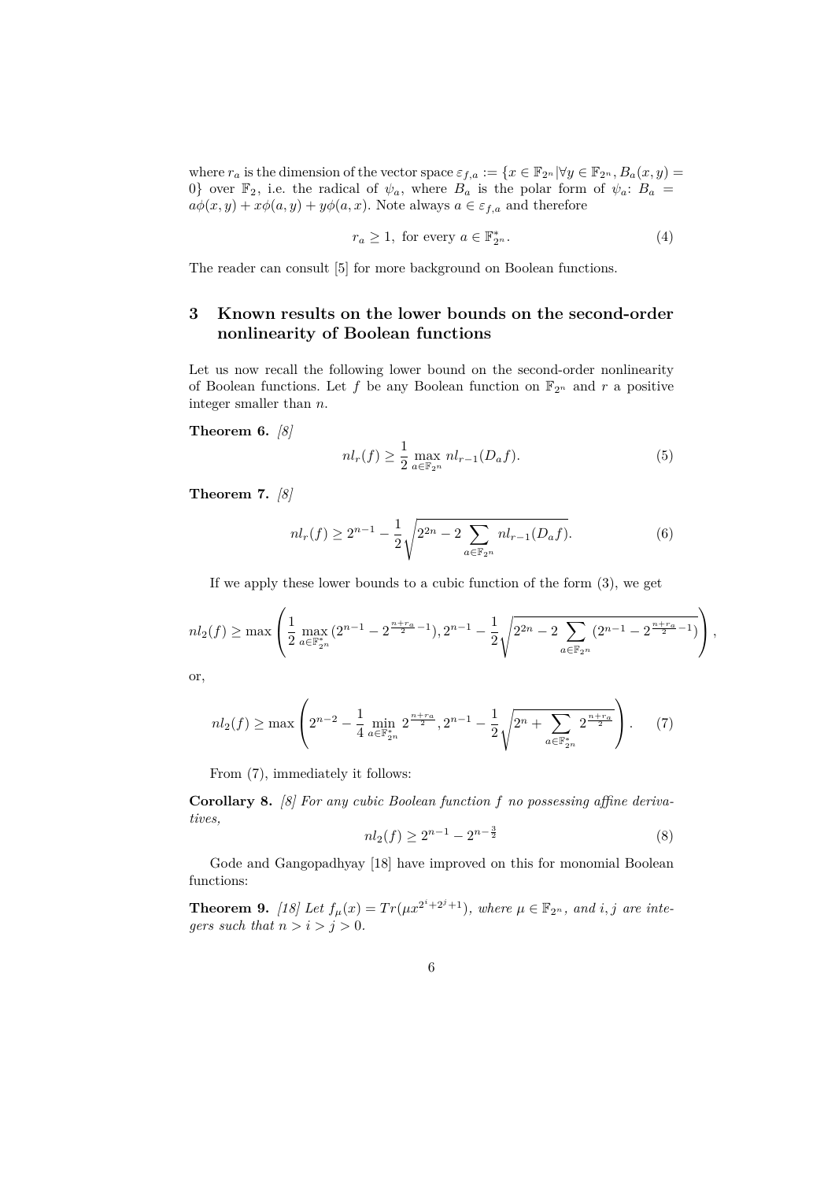where $r_a$ is the dimension of the vector space $\varepsilon_{f,a} := \{x \in \mathbb{F}_{2^n} | \forall y \in \mathbb{F}_{2^n}, B_a(x, y) = 0\}$ over $\mathbb{F}_2$, i.e. the radical of $\psi_a$, where $B_a$ is the polar form of $\psi_a$: $B_a = a\phi(x, y) + x\phi(a, y) + y\phi(a, x)$. Note always $a \in \varepsilon_{f,a}$ and therefore

$$r_a \geq 1, \text{ for every } a \in \mathbb{F}_{2^n}^*. \tag{4}$$

The reader can consult [5] for more background on Boolean functions.

## 3 Known results on the lower bounds on the second-order nonlinearity of Boolean functions

Let us now recall the following lower bound on the second-order nonlinearity of Boolean functions. Let $f$ be any Boolean function on $\mathbb{F}_{2^n}$ and $r$ a positive integer smaller than $n$.

**Theorem 6.** *[8]*

$$nl_r(f) \geq \frac{1}{2} \max_{a \in \mathbb{F}_{2^n}} nl_{r-1}(D_a f). \tag{5}$$

**Theorem 7.** *[8]*

$$nl_r(f) \geq 2^{n-1} - \frac{1}{2}\sqrt{2^{2n} - 2\sum_{a \in \mathbb{F}_{2^n}} nl_{r-1}(D_a f)}. \tag{6}$$

If we apply these lower bounds to a cubic function of the form (3), we get

$$nl_2(f) \geq \max\left(\frac{1}{2}\max_{a \in \mathbb{F}_{2^n}^*}(2^{n-1} - 2^{\frac{n+r_a}{2}-1}), 2^{n-1} - \frac{1}{2}\sqrt{2^{2n} - 2\sum_{a \in \mathbb{F}_{2^n}}(2^{n-1} - 2^{\frac{n+r_a}{2}-1})}\right),$$

or,

$$nl_2(f) \geq \max\left(2^{n-2} - \frac{1}{4}\min_{a \in \mathbb{F}_{2^n}^*} 2^{\frac{n+r_a}{2}}, 2^{n-1} - \frac{1}{2}\sqrt{2^n + \sum_{a \in \mathbb{F}_{2^n}^*} 2^{\frac{n+r_a}{2}}}\right). \tag{7}$$

From (7), immediately it follows:

**Corollary 8.** *[8] For any cubic Boolean function $f$ no possessing affine derivatives,*

$$nl_2(f) \geq 2^{n-1} - 2^{n-\frac{3}{2}} \tag{8}$$

Gode and Gangopadhyay [18] have improved on this for monomial Boolean functions:

**Theorem 9.** *[18] Let $f_\mu(x) = Tr(\mu x^{2^i+2^j+1})$, where $\mu \in \mathbb{F}_{2^n}$, and $i, j$ are integers such that $n > i > j > 0$.*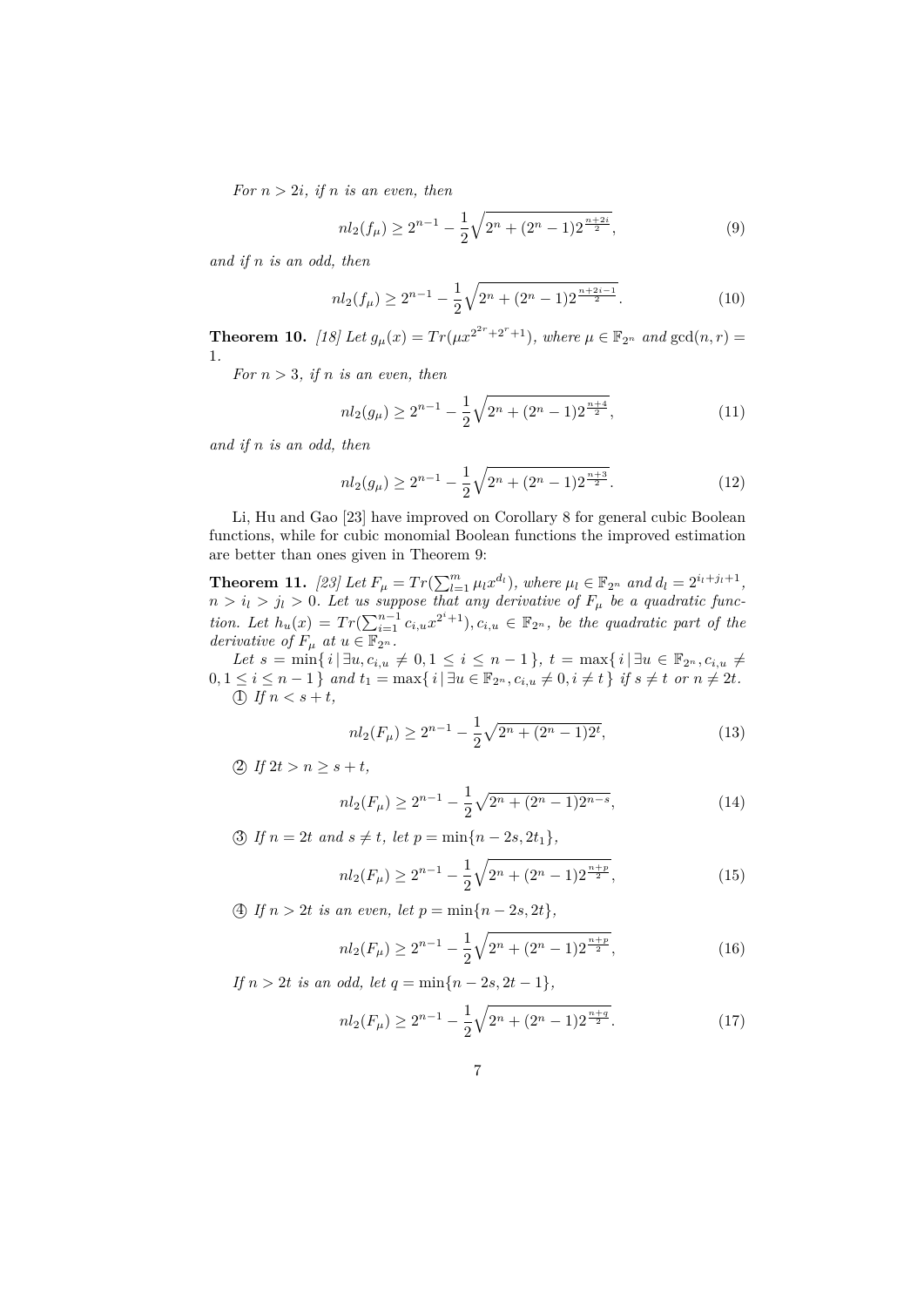*For $n > 2i$, if $n$ is an even, then*

$$nl_2(f_\mu) \geq 2^{n-1} - \frac{1}{2}\sqrt{2^n + (2^n-1)2^{\frac{n+2i}{2}}}, \tag{9}$$

*and if $n$ is an odd, then*

$$nl_2(f_\mu) \geq 2^{n-1} - \frac{1}{2}\sqrt{2^n + (2^n-1)2^{\frac{n+2i-1}{2}}}. \tag{10}$$

**Theorem 10.** *[18] Let $g_\mu(x) = Tr(\mu x^{2^{2r}+2^r+1})$, where $\mu \in \mathbb{F}_{2^n}$ and $\gcd(n, r) = 1$.*

*For $n > 3$, if $n$ is an even, then*

$$nl_2(g_\mu) \geq 2^{n-1} - \frac{1}{2}\sqrt{2^n + (2^n-1)2^{\frac{n+4}{2}}}, \tag{11}$$

*and if $n$ is an odd, then*

$$nl_2(g_\mu) \geq 2^{n-1} - \frac{1}{2}\sqrt{2^n + (2^n-1)2^{\frac{n+3}{2}}}. \tag{12}$$

Li, Hu and Gao [23] have improved on Corollary 8 for general cubic Boolean functions, while for cubic monomial Boolean functions the improved estimation are better than ones given in Theorem 9:

**Theorem 11.** *[23] Let $F_\mu = Tr(\sum_{l=1}^{m} \mu_l x^{d_l})$, where $\mu_l \in \mathbb{F}_{2^n}$ and $d_l = 2^{i_l+j_l+1}$, $n > i_l > j_l > 0$. Let us suppose that any derivative of $F_\mu$ be a quadratic function. Let $h_u(x) = Tr(\sum_{i=1}^{n-1} c_{i,u} x^{2^i+1}), c_{i,u} \in \mathbb{F}_{2^n}$, be the quadratic part of the derivative of $F_\mu$ at $u \in \mathbb{F}_{2^n}$.*

*Let $s = \min\{\, i \,|\, \exists u, c_{i,u} \neq 0, 1 \leq i \leq n-1 \,\}$, $t = \max\{\, i \,|\, \exists u \in \mathbb{F}_{2^n}, c_{i,u} \neq 0, 1 \leq i \leq n-1 \,\}$ and $t_1 = \max\{\, i \,|\, \exists u \in \mathbb{F}_{2^n}, c_{i,u} \neq 0, i \neq t \,\}$ if $s \neq t$ or $n \neq 2t$.*

① *If $n < s + t$,*

$$nl_2(F_\mu) \geq 2^{n-1} - \frac{1}{2}\sqrt{2^n + (2^n-1)2^t}, \tag{13}$$

② *If $2t > n \geq s + t$,*

$$nl_2(F_\mu) \geq 2^{n-1} - \frac{1}{2}\sqrt{2^n + (2^n-1)2^{n-s}}, \tag{14}$$

③ *If $n = 2t$ and $s \neq t$, let $p = \min\{n - 2s, 2t_1\}$,*

$$nl_2(F_\mu) \geq 2^{n-1} - \frac{1}{2}\sqrt{2^n + (2^n-1)2^{\frac{n+p}{2}}}, \tag{15}$$

④ *If $n > 2t$ is an even, let $p = \min\{n - 2s, 2t\}$,*

$$nl_2(F_\mu) \geq 2^{n-1} - \frac{1}{2}\sqrt{2^n + (2^n-1)2^{\frac{n+p}{2}}}, \tag{16}$$

*If $n > 2t$ is an odd, let $q = \min\{n - 2s, 2t - 1\}$,*

$$nl_2(F_\mu) \geq 2^{n-1} - \frac{1}{2}\sqrt{2^n + (2^n-1)2^{\frac{n+q}{2}}}. \tag{17}$$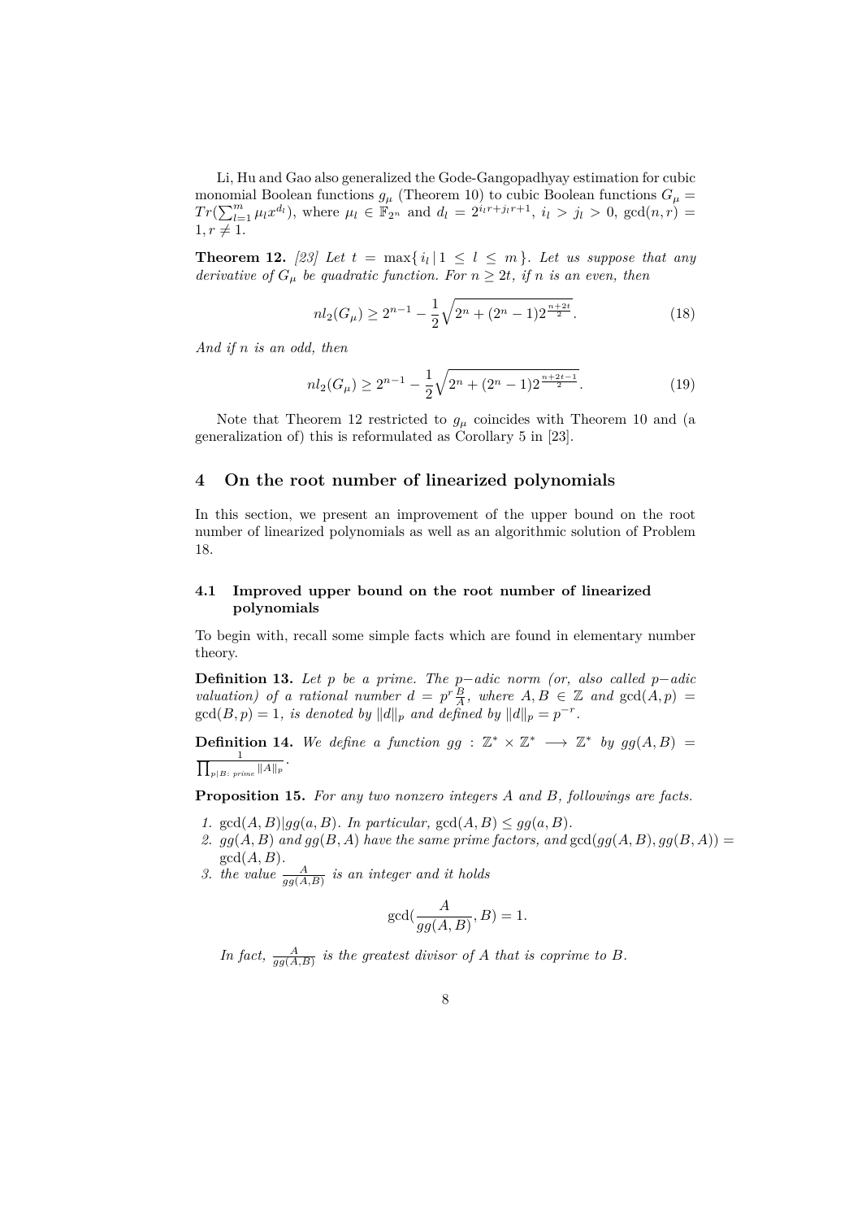Li, Hu and Gao also generalized the Gode-Gangopadhyay estimation for cubic monomial Boolean functions $g_\mu$ (Theorem 10) to cubic Boolean functions $G_\mu = Tr(\sum_{l=1}^{m} \mu_l x^{d_l})$, where $\mu_l \in \mathbb{F}_{2^n}$ and $d_l = 2^{i_l r + j_l r + 1}$, $i_l > j_l > 0$, $\gcd(n, r) = 1, r \neq 1$.

**Theorem 12.** *[23] Let $t = \max\{ i_l \,|\, 1 \leq l \leq m \}$. Let us suppose that any derivative of $G_\mu$ be quadratic function. For $n \geq 2t$, if $n$ is an even, then*

$$nl_2(G_\mu) \geq 2^{n-1} - \frac{1}{2}\sqrt{2^n + (2^n - 1)2^{\frac{n+2t}{2}}}. \tag{18}$$

*And if $n$ is an odd, then*

$$nl_2(G_\mu) \geq 2^{n-1} - \frac{1}{2}\sqrt{2^n + (2^n - 1)2^{\frac{n+2t-1}{2}}}. \tag{19}$$

Note that Theorem 12 restricted to $g_\mu$ coincides with Theorem 10 and (a generalization of) this is reformulated as Corollary 5 in [23].

## 4 On the root number of linearized polynomials

In this section, we present an improvement of the upper bound on the root number of linearized polynomials as well as an algorithmic solution of Problem 18.

### 4.1 Improved upper bound on the root number of linearized polynomials

To begin with, recall some simple facts which are found in elementary number theory.

**Definition 13.** *Let $p$ be a prime. The $p-$adic norm (or, also called $p-$adic valuation) of a rational number $d = p^r \frac{B}{A}$, where $A, B \in \mathbb{Z}$ and $\gcd(A, p) = \gcd(B, p) = 1$, is denoted by $\|d\|_p$ and defined by $\|d\|_p = p^{-r}$.*

**Definition 14.** *We define a function $gg : \mathbb{Z}^* \times \mathbb{Z}^* \longrightarrow \mathbb{Z}^*$ by $gg(A, B) = \frac{1}{\prod_{p|B:\ prime} \|A\|_p}$.*

**Proposition 15.** *For any two nonzero integers $A$ and $B$, followings are facts.*

1. *$\gcd(A, B) | gg(a, B)$. In particular, $\gcd(A, B) \leq gg(a, B)$.*
2. *$gg(A, B)$ and $gg(B, A)$ have the same prime factors, and $\gcd(gg(A, B), gg(B, A)) = \gcd(A, B)$.*
3. *the value $\frac{A}{gg(A,B)}$ is an integer and it holds*

$$\gcd(\frac{A}{gg(A,B)}, B) = 1.$$

*In fact, $\frac{A}{gg(A,B)}$ is the greatest divisor of $A$ that is coprime to $B$.*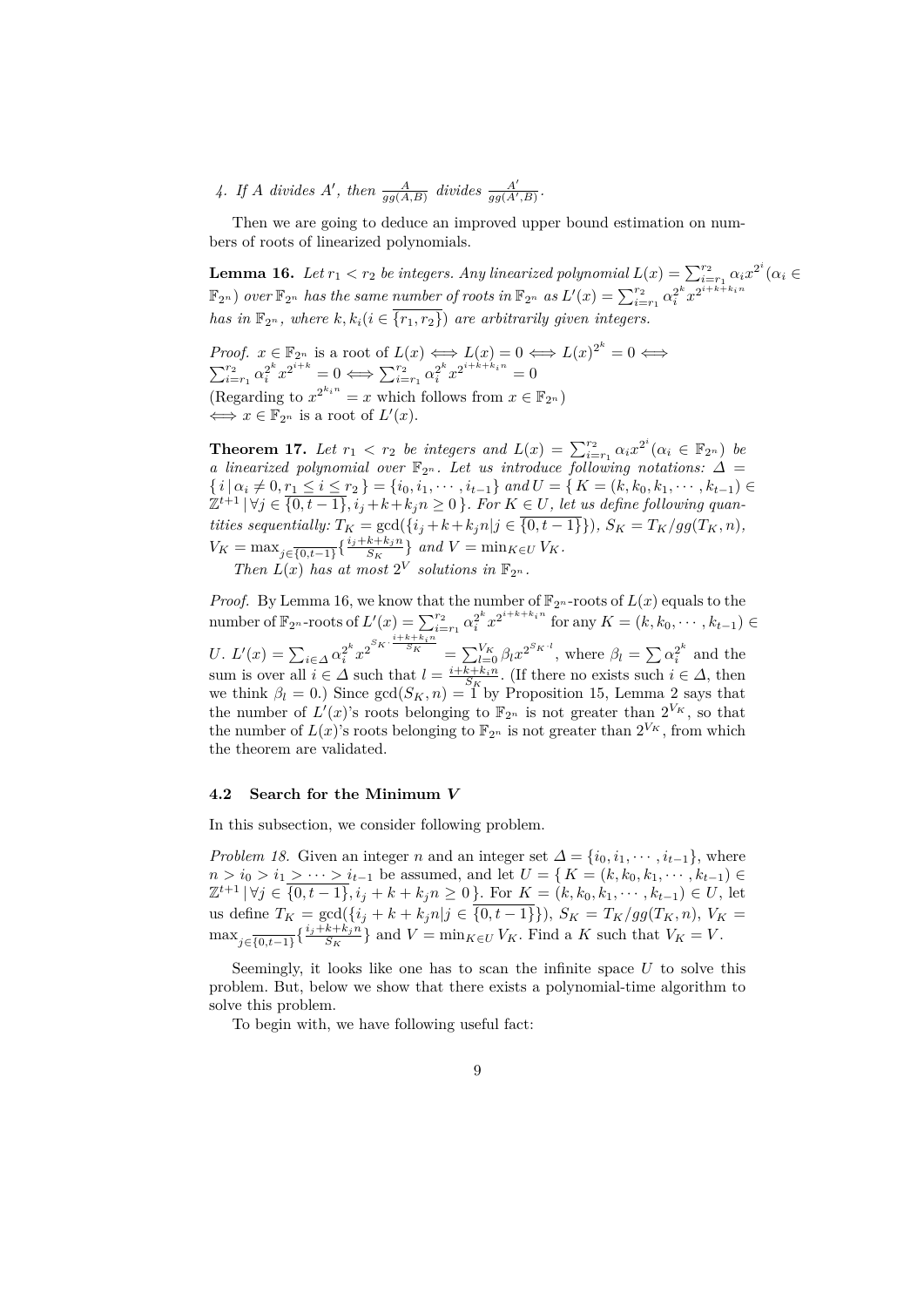4. If $A$ divides $A'$, then $\frac{A}{gg(A,B)}$ divides $\frac{A'}{gg(A',B)}$.

Then we are going to deduce an improved upper bound estimation on numbers of roots of linearized polynomials.

**Lemma 16.** *Let $r_1 < r_2$ be integers. Any linearized polynomial $L(x) = \sum_{i=r_1}^{r_2} \alpha_i x^{2^i}$ ($\alpha_i \in \mathbb{F}_{2^n}$) over $\mathbb{F}_{2^n}$ has the same number of roots in $\mathbb{F}_{2^n}$ as $L'(x) = \sum_{i=r_1}^{r_2} \alpha_i^{2^k} x^{2^{i+k+k_i n}}$ has in $\mathbb{F}_{2^n}$, where $k, k_i (i \in \overline{\{r_1, r_2\}})$ are arbitrarily given integers.*

*Proof.* $x \in \mathbb{F}_{2^n}$ is a root of $L(x) \iff L(x) = 0 \iff L(x)^{2^k} = 0 \iff \sum_{i=r_1}^{r_2} \alpha_i^{2^k} x^{2^{i+k}} = 0 \iff \sum_{i=r_1}^{r_2} \alpha_i^{2^k} x^{2^{i+k+k_i n}} = 0$
(Regarding to $x^{2^{k_i n}} = x$ which follows from $x \in \mathbb{F}_{2^n}$)
$\iff x \in \mathbb{F}_{2^n}$ is a root of $L'(x)$.

**Theorem 17.** *Let $r_1 < r_2$ be integers and $L(x) = \sum_{i=r_1}^{r_2} \alpha_i x^{2^i}$ ($\alpha_i \in \mathbb{F}_{2^n}$) be a linearized polynomial over $\mathbb{F}_{2^n}$. Let us introduce following notations: $\Delta = \{\, i \,|\, \alpha_i \neq 0, r_1 \leq i \leq r_2 \,\} = \{i_0, i_1, \cdots, i_{t-1}\}$ and $U = \{\, K = (k, k_0, k_1, \cdots, k_{t-1}) \in \mathbb{Z}^{t+1} \,|\, \forall j \in \overline{\{0, t-1\}}, i_j + k + k_j n \geq 0 \,\}$. For $K \in U$, let us define following quantities sequentially: $T_K = \gcd(\{i_j + k + k_j n | j \in \overline{\{0, t-1\}}\})$, $S_K = T_K / gg(T_K, n)$, $V_K = \max_{j \in \overline{\{0,t-1\}}} \{\frac{i_j + k + k_j n}{S_K}\}$ and $V = \min_{K \in U} V_K$.*

*Then $L(x)$ has at most $2^V$ solutions in $\mathbb{F}_{2^n}$.*

*Proof.* By Lemma 16, we know that the number of $\mathbb{F}_{2^n}$-roots of $L(x)$ equals to the number of $\mathbb{F}_{2^n}$-roots of $L'(x) = \sum_{i=r_1}^{r_2} \alpha_i^{2^k} x^{2^{i+k+k_i n}}$ for any $K = (k, k_0, \cdots, k_{t-1}) \in U$. $L'(x) = \sum_{i \in \Delta} \alpha_i^{2^k} x^{2^{S_K \cdot \frac{i+k+k_i n}{S_K}}} = \sum_{l=0}^{V_K} \beta_l x^{2^{S_K \cdot l}}$, where $\beta_l = \sum \alpha_i^{2^k}$ and the sum is over all $i \in \Delta$ such that $l = \frac{i+k+k_i n}{S_K}$. (If there no exists such $i \in \Delta$, then we think $\beta_l = 0$.) Since $\gcd(S_K, n) = 1$ by Proposition 15, Lemma 2 says that the number of $L'(x)$'s roots belonging to $\mathbb{F}_{2^n}$ is not greater than $2^{V_K}$, so that the number of $L(x)$'s roots belonging to $\mathbb{F}_{2^n}$ is not greater than $2^{V_K}$, from which the theorem are validated.

### 4.2 Search for the Minimum $V$

In this subsection, we consider following problem.

*Problem 18.* Given an integer $n$ and an integer set $\Delta = \{i_0, i_1, \cdots, i_{t-1}\}$, where $n > i_0 > i_1 > \cdots > i_{t-1}$ be assumed, and let $U = \{\, K = (k, k_0, k_1, \cdots, k_{t-1}) \in \mathbb{Z}^{t+1} \,|\, \forall j \in \overline{\{0, t-1\}}, i_j + k + k_j n \geq 0 \,\}$. For $K = (k, k_0, k_1, \cdots, k_{t-1}) \in U$, let us define $T_K = \gcd(\{i_j + k + k_j n | j \in \overline{\{0, t-1\}}\})$, $S_K = T_K / gg(T_K, n)$, $V_K = \max_{j \in \overline{\{0,t-1\}}} \{\frac{i_j + k + k_j n}{S_K}\}$ and $V = \min_{K \in U} V_K$. Find a $K$ such that $V_K = V$.

Seemingly, it looks like one has to scan the infinite space $U$ to solve this problem. But, below we show that there exists a polynomial-time algorithm to solve this problem.

To begin with, we have following useful fact: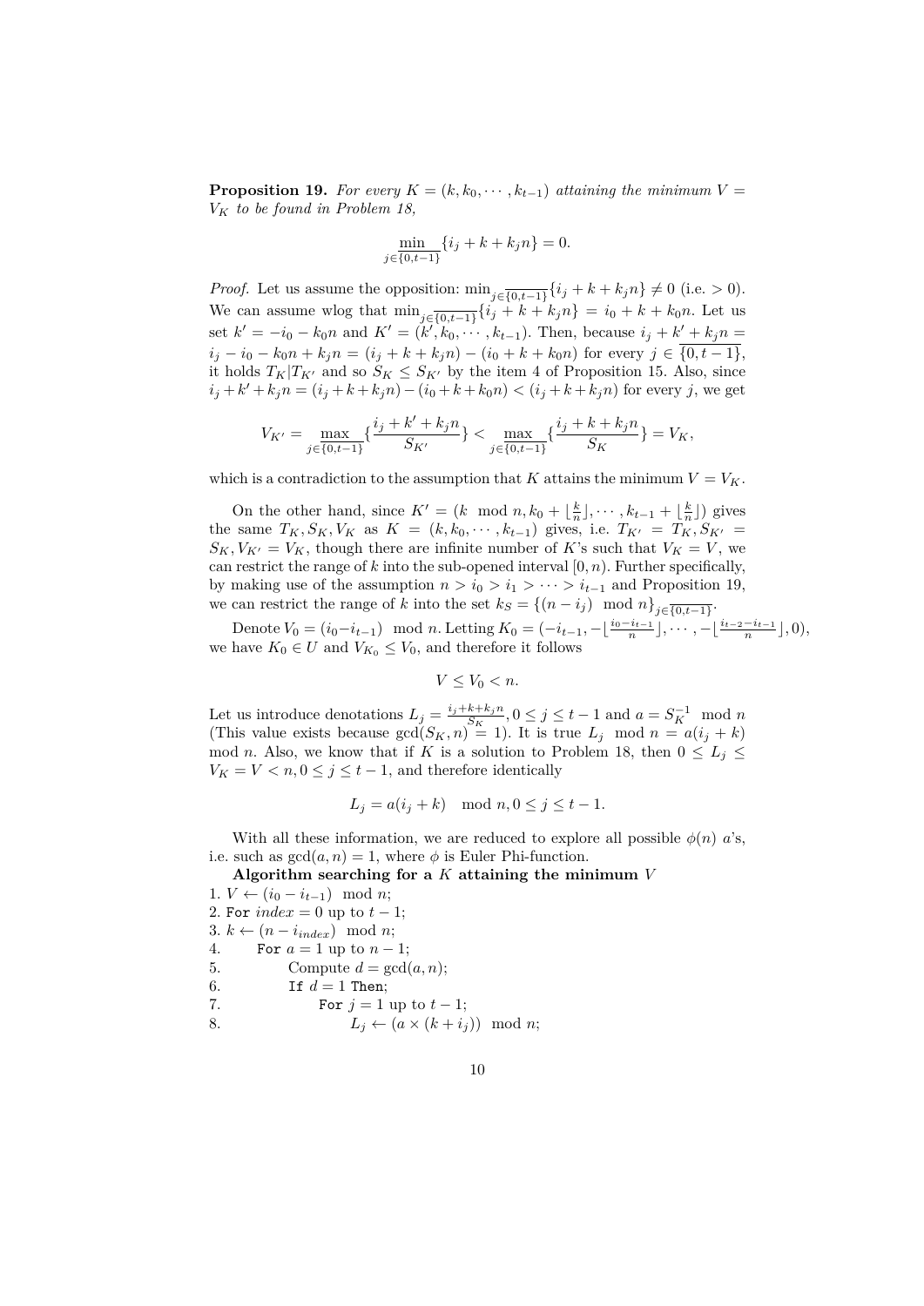**Proposition 19.** *For every $K = (k, k_0, \cdots, k_{t-1})$ attaining the minimum $V = V_K$ to be found in Problem 18,*

$$\min_{j \in \overline{\{0,t-1\}}} \{i_j + k + k_j n\} = 0.$$

*Proof.* Let us assume the opposition: $\min_{j \in \overline{\{0,t-1\}}} \{i_j + k + k_j n\} \neq 0$ (i.e. $> 0$). We can assume wlog that $\min_{j \in \overline{\{0,t-1\}}} \{i_j + k + k_j n\} = i_0 + k + k_0 n$. Let us set $k' = -i_0 - k_0 n$ and $K' = (k', k_0, \cdots, k_{t-1})$. Then, because $i_j + k' + k_j n = i_j - i_0 - k_0 n + k_j n = (i_j + k + k_j n) - (i_0 + k + k_0 n)$ for every $j \in \overline{\{0, t-1\}}$, it holds $T_K | T_{K'}$ and so $S_K \leq S_{K'}$ by the item 4 of Proposition 15. Also, since $i_j + k' + k_j n = (i_j + k + k_j n) - (i_0 + k + k_0 n) < (i_j + k + k_j n)$ for every $j$, we get

$$V_{K'} = \max_{j \in \overline{\{0,t-1\}}} \{\frac{i_j + k' + k_j n}{S_{K'}}\} < \max_{j \in \overline{\{0,t-1\}}} \{\frac{i_j + k + k_j n}{S_K}\} = V_K,$$

which is a contradiction to the assumption that $K$ attains the minimum $V = V_K$.

On the other hand, since $K' = (k \mod n, k_0 + \lfloor \frac{k}{n} \rfloor, \cdots, k_{t-1} + \lfloor \frac{k}{n} \rfloor)$ gives the same $T_K, S_K, V_K$ as $K = (k, k_0, \cdots, k_{t-1})$ gives, i.e. $T_{K'} = T_K, S_{K'} = S_K, V_{K'} = V_K$, though there are infinite number of $K$'s such that $V_K = V$, we can restrict the range of $k$ into the sub-opened interval $[0, n)$. Further specifically, by making use of the assumption $n > i_0 > i_1 > \cdots > i_{t-1}$ and Proposition 19, we can restrict the range of $k$ into the set $k_S = \{(n - i_j) \mod n\}_{j \in \overline{\{0,t-1\}}}$.

Denote $V_0 = (i_0 - i_{t-1}) \mod n$. Letting $K_0 = (-i_{t-1}, -\lfloor \frac{i_0 - i_{t-1}}{n} \rfloor, \cdots, -\lfloor \frac{i_{t-2} - i_{t-1}}{n} \rfloor, 0)$, we have $K_0 \in U$ and $V_{K_0} \leq V_0$, and therefore it follows

$$V \leq V_0 < n.$$

Let us introduce denotations $L_j = \frac{i_j + k + k_j n}{S_K}, 0 \leq j \leq t-1$ and $a = S_K^{-1} \mod n$ (This value exists because $\gcd(S_K, n) = 1$). It is true $L_j \mod n = a(i_j + k) \mod n$. Also, we know that if $K$ is a solution to Problem 18, then $0 \leq L_j \leq V_K = V < n, 0 \leq j \leq t-1$, and therefore identically

$$L_j = a(i_j + k) \mod n, 0 \leq j \leq t-1.$$

With all these information, we are reduced to explore all possible $\phi(n)$ $a$'s, i.e. such as $\gcd(a, n) = 1$, where $\phi$ is Euler Phi-function.

**Algorithm searching for a $K$ attaining the minimum $V$**

1. $V \leftarrow (i_0 - i_{t-1}) \mod n$;
2. For $index = 0$ up to $t-1$;
3. $k \leftarrow (n - i_{index}) \mod n$;
4. &nbsp;&nbsp;&nbsp;&nbsp;For $a = 1$ up to $n-1$;
5. &nbsp;&nbsp;&nbsp;&nbsp;&nbsp;&nbsp;&nbsp;&nbsp;Compute $d = \gcd(a, n)$;
6. &nbsp;&nbsp;&nbsp;&nbsp;&nbsp;&nbsp;&nbsp;&nbsp;If $d = 1$ Then;
7. &nbsp;&nbsp;&nbsp;&nbsp;&nbsp;&nbsp;&nbsp;&nbsp;&nbsp;&nbsp;&nbsp;&nbsp;For $j = 1$ up to $t-1$;
8. &nbsp;&nbsp;&nbsp;&nbsp;&nbsp;&nbsp;&nbsp;&nbsp;&nbsp;&nbsp;&nbsp;&nbsp;&nbsp;&nbsp;&nbsp;&nbsp;$L_j \leftarrow (a \times (k + i_j)) \mod n$;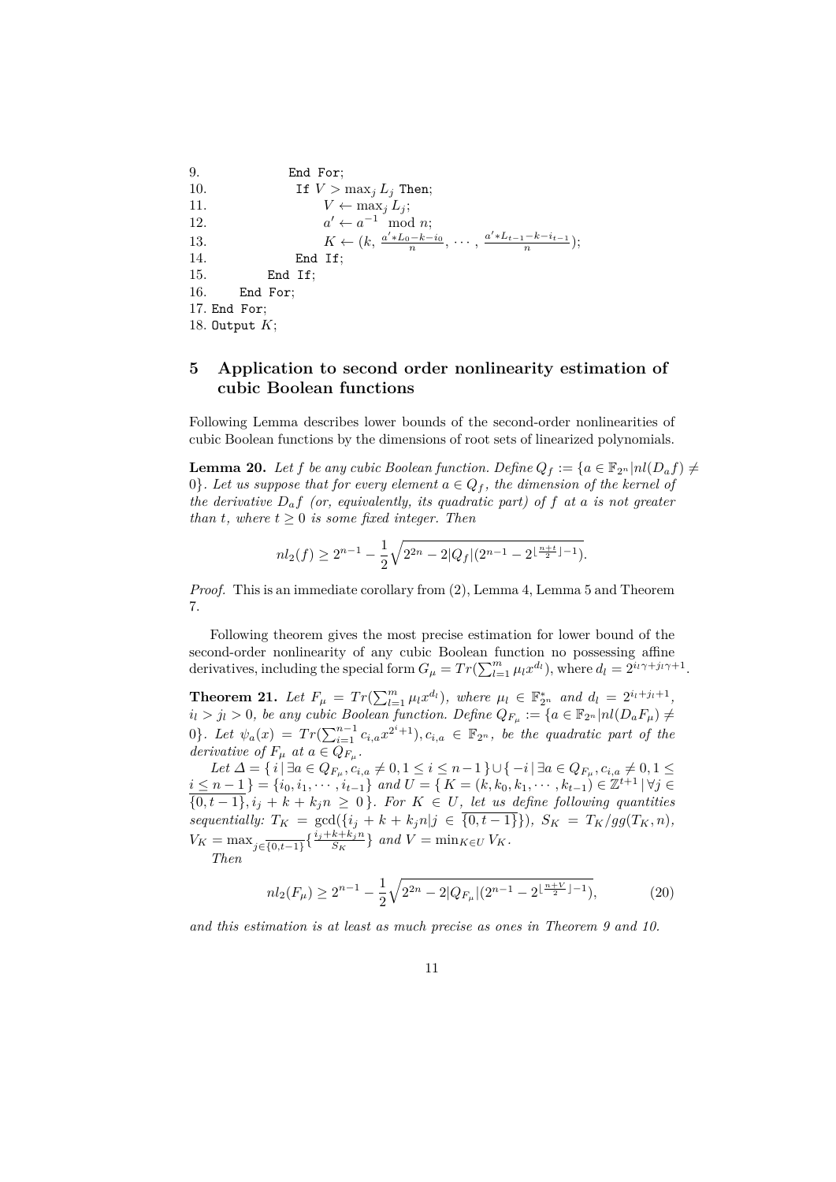```
9.              End For;
10.              If V > max_j L_j Then;
11.                   V ← max_j L_j;
12.                   a' ← a^{-1} mod n;
13.                   K ← (k, (a'*L_0-k-i_0)/n, ··· , (a'*L_{t-1}-k-i_{t-1})/n);
14.              End If;
15.         End If;
16.     End For;
17. End For;
18. Output K;
```

## 5 Application to second order nonlinearity estimation of cubic Boolean functions

Following Lemma describes lower bounds of the second-order nonlinearities of cubic Boolean functions by the dimensions of root sets of linearized polynomials.

**Lemma 20.** *Let $f$ be any cubic Boolean function. Define $Q_f := \{a \in \mathbb{F}_{2^n} | nl(D_a f) \neq 0\}$. Let us suppose that for every element $a \in Q_f$, the dimension of the kernel of the derivative $D_a f$ (or, equivalently, its quadratic part) of $f$ at $a$ is not greater than $t$, where $t \geq 0$ is some fixed integer. Then*

$$nl_2(f) \geq 2^{n-1} - \frac{1}{2}\sqrt{2^{2n} - 2|Q_f|(2^{n-1} - 2^{\lfloor \frac{n+t}{2} \rfloor - 1})}.$$

*Proof.* This is an immediate corollary from (2), Lemma 4, Lemma 5 and Theorem 7.

Following theorem gives the most precise estimation for lower bound of the second-order nonlinearity of any cubic Boolean function no possessing affine derivatives, including the special form $G_\mu = Tr(\sum_{l=1}^{m} \mu_l x^{d_l})$, where $d_l = 2^{i_l\gamma + j_l\gamma + 1}$.

**Theorem 21.** *Let $F_\mu = Tr(\sum_{l=1}^{m} \mu_l x^{d_l})$, where $\mu_l \in \mathbb{F}_{2^n}^*$ and $d_l = 2^{i_l + j_l + 1}$, $i_l > j_l > 0$, be any cubic Boolean function. Define $Q_{F_\mu} := \{a \in \mathbb{F}_{2^n} | nl(D_a F_\mu) \neq 0\}$. Let $\psi_a(x) = Tr(\sum_{i=1}^{n-1} c_{i,a} x^{2^i+1}), c_{i,a} \in \mathbb{F}_{2^n}$, be the quadratic part of the derivative of $F_\mu$ at $a \in Q_{F_\mu}$.*

*Let $\Delta = \{\, i \,|\, \exists a \in Q_{F_\mu}, c_{i,a} \neq 0, 1 \leq i \leq n-1 \,\} \cup \{\, -i \,|\, \exists a \in Q_{F_\mu}, c_{i,a} \neq 0, 1 \leq i \leq n-1 \,\} = \{i_0, i_1, \cdots, i_{t-1}\}$ and $U = \{\, K = (k, k_0, k_1, \cdots, k_{t-1}) \in \mathbb{Z}^{t+1} \,|\, \forall j \in \overline{\{0, t-1\}}, i_j + k + k_j n \geq 0 \,\}$. For $K \in U$, let us define following quantities sequentially: $T_K = \gcd(\{i_j + k + k_j n | j \in \overline{\{0, t-1\}}\})$, $S_K = T_K / gg(T_K, n)$, $V_K = \max_{j \in \overline{\{0,t-1\}}} \{\frac{i_j + k + k_j n}{S_K}\}$ and $V = \min_{K \in U} V_K$.*

*Then*

$$nl_2(F_\mu) \geq 2^{n-1} - \frac{1}{2}\sqrt{2^{2n} - 2|Q_{F_\mu}|(2^{n-1} - 2^{\lfloor \frac{n+V}{2} \rfloor - 1})}, \tag{20}$$

*and this estimation is at least as much precise as ones in Theorem 9 and 10.*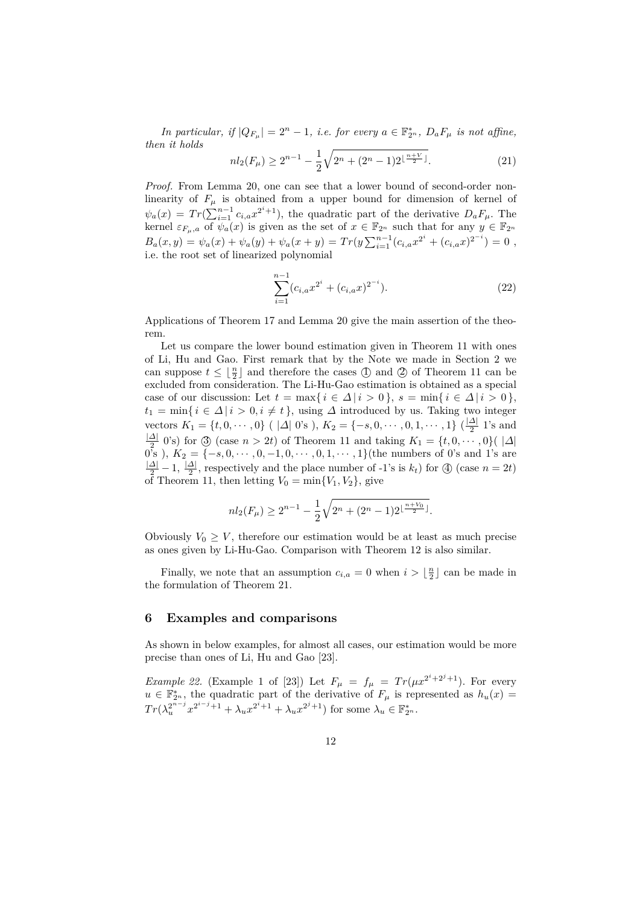*In particular, if $|Q_{F_\mu}| = 2^n - 1$, i.e. for every $a \in \mathbb{F}_{2^n}^*$, $D_a F_\mu$ is not affine, then it holds*

$$nl_2(F_\mu) \geq 2^{n-1} - \frac{1}{2}\sqrt{2^n + (2^n - 1)2^{\lfloor \frac{n+V}{2} \rfloor}}. \tag{21}$$

*Proof.* From Lemma 20, one can see that a lower bound of second-order nonlinearity of $F_\mu$ is obtained from a upper bound for dimension of kernel of $\psi_a(x) = Tr(\sum_{i=1}^{n-1} c_{i,a} x^{2^i+1})$, the quadratic part of the derivative $D_a F_\mu$. The kernel $\varepsilon_{F_\mu,a}$ of $\psi_a(x)$ is given as the set of $x \in \mathbb{F}_{2^n}$ such that for any $y \in \mathbb{F}_{2^n}$ $B_a(x,y) = \psi_a(x) + \psi_a(y) + \psi_a(x+y) = Tr(y \sum_{i=1}^{n-1}(c_{i,a}x^{2^i} + (c_{i,a}x)^{2^{-i}}) = 0$ , i.e. the root set of linearized polynomial

$$\sum_{i=1}^{n-1}(c_{i,a}x^{2^i} + (c_{i,a}x)^{2^{-i}}). \tag{22}$$

Applications of Theorem 17 and Lemma 20 give the main assertion of the theorem.

Let us compare the lower bound estimation given in Theorem 11 with ones of Li, Hu and Gao. First remark that by the Note we made in Section 2 we can suppose $t \leq \lfloor \frac{n}{2} \rfloor$ and therefore the cases ① and ② of Theorem 11 can be excluded from consideration. The Li-Hu-Gao estimation is obtained as a special case of our discussion: Let $t = \max\{\, i \in \Delta \,|\, i > 0 \,\}$, $s = \min\{\, i \in \Delta \,|\, i > 0 \,\}$, $t_1 = \min\{\, i \in \Delta \,|\, i > 0, i \neq t \,\}$, using $\Delta$ introduced by us. Taking two integer vectors $K_1 = \{t, 0, \cdots, 0\}$ ( $|\Delta|$ 0's ), $K_2 = \{-s, 0, \cdots, 0, 1, \cdots, 1\}$ ($\frac{|\Delta|}{2}$ 1's and $\frac{|\Delta|}{2}$ 0's) for ③ (case $n > 2t$) of Theorem 11 and taking $K_1 = \{t, 0, \cdots, 0\}$( $|\Delta|$ 0's ), $K_2 = \{-s, 0, \cdots, 0, -1, 0, \cdots, 0, 1, \cdots, 1\}$(the numbers of 0's and 1's are $\frac{|\Delta|}{2} - 1$, $\frac{|\Delta|}{2}$, respectively and the place number of -1's is $k_t$) for ④ (case $n = 2t$) of Theorem 11, then letting $V_0 = \min\{V_1, V_2\}$, give

$$nl_2(F_\mu) \geq 2^{n-1} - \frac{1}{2}\sqrt{2^n + (2^n - 1)2^{\lfloor \frac{n+V_0}{2} \rfloor}}.$$

Obviously $V_0 \geq V$, therefore our estimation would be at least as much precise as ones given by Li-Hu-Gao. Comparison with Theorem 12 is also similar.

Finally, we note that an assumption $c_{i,a} = 0$ when $i > \lfloor \frac{n}{2} \rfloor$ can be made in the formulation of Theorem 21.

## 6 Examples and comparisons

As shown in below examples, for almost all cases, our estimation would be more precise than ones of Li, Hu and Gao [23].

*Example 22.* (Example 1 of [23]) Let $F_\mu = f_\mu = Tr(\mu x^{2^i+2^j+1})$. For every $u \in \mathbb{F}_{2^n}^*$, the quadratic part of the derivative of $F_\mu$ is represented as $h_u(x) = Tr(\lambda_u^{2^{n-j}} x^{2^{i-j}+1} + \lambda_u x^{2^i+1} + \lambda_u x^{2^j+1})$ for some $\lambda_u \in \mathbb{F}_{2^n}^*$.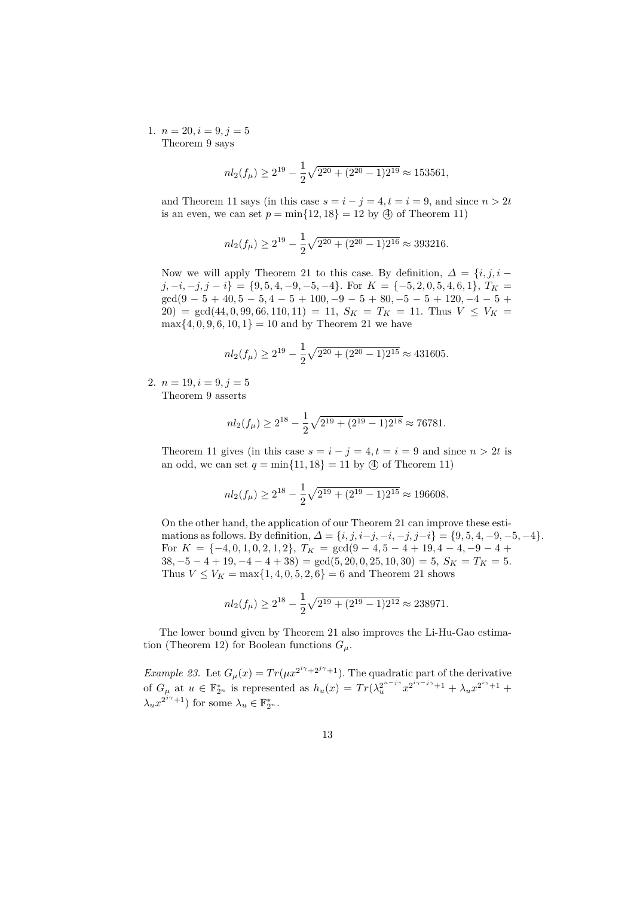1. $n = 20, i = 9, j = 5$
   Theorem 9 says

$$nl_2(f_\mu) \geq 2^{19} - \frac{1}{2}\sqrt{2^{20} + (2^{20}-1)2^{19}} \approx 153561,$$

   and Theorem 11 says (in this case $s = i - j = 4, t = i = 9$, and since $n > 2t$ is an even, we can set $p = \min\{12, 18\} = 12$ by ④ of Theorem 11)

$$nl_2(f_\mu) \geq 2^{19} - \frac{1}{2}\sqrt{2^{20} + (2^{20}-1)2^{16}} \approx 393216.$$

   Now we will apply Theorem 21 to this case. By definition, $\Delta = \{i, j, i - j, -i, -j, j - i\} = \{9, 5, 4, -9, -5, -4\}$. For $K = \{-5, 2, 0, 5, 4, 6, 1\}$, $T_K = \gcd(9 - 5 + 40, 5 - 5, 4 - 5 + 100, -9 - 5 + 80, -5 - 5 + 120, -4 - 5 + 20) = \gcd(44, 0, 99, 66, 110, 11) = 11$, $S_K = T_K = 11$. Thus $V \leq V_K = \max\{4, 0, 9, 6, 10, 1\} = 10$ and by Theorem 21 we have

$$nl_2(f_\mu) \geq 2^{19} - \frac{1}{2}\sqrt{2^{20} + (2^{20}-1)2^{15}} \approx 431605.$$

2. $n = 19, i = 9, j = 5$
   Theorem 9 asserts

$$nl_2(f_\mu) \geq 2^{18} - \frac{1}{2}\sqrt{2^{19} + (2^{19}-1)2^{18}} \approx 76781.$$

   Theorem 11 gives (in this case $s = i - j = 4, t = i = 9$ and since $n > 2t$ is an odd, we can set $q = \min\{11, 18\} = 11$ by ④ of Theorem 11)

$$nl_2(f_\mu) \geq 2^{18} - \frac{1}{2}\sqrt{2^{19} + (2^{19}-1)2^{15}} \approx 196608.$$

   On the other hand, the application of our Theorem 21 can improve these estimations as follows. By definition, $\Delta = \{i, j, i-j, -i, -j, j-i\} = \{9, 5, 4, -9, -5, -4\}$. For $K = \{-4, 0, 1, 0, 2, 1, 2\}$, $T_K = \gcd(9 - 4, 5 - 4 + 19, 4 - 4, -9 - 4 + 38, -5 - 4 + 19, -4 - 4 + 38) = \gcd(5, 20, 0, 25, 10, 30) = 5$, $S_K = T_K = 5$. Thus $V \leq V_K = \max\{1, 4, 0, 5, 2, 6\} = 6$ and Theorem 21 shows

$$nl_2(f_\mu) \geq 2^{18} - \frac{1}{2}\sqrt{2^{19} + (2^{19}-1)2^{12}} \approx 238971.$$

The lower bound given by Theorem 21 also improves the Li-Hu-Gao estimation (Theorem 12) for Boolean functions $G_\mu$.

*Example 23.* Let $G_\mu(x) = Tr(\mu x^{2^{i\gamma}+2^{j\gamma}+1})$. The quadratic part of the derivative of $G_\mu$ at $u \in \mathbb{F}_{2^n}^*$ is represented as $h_u(x) = Tr(\lambda_u^{2^{n-j\gamma}} x^{2^{i\gamma-j\gamma}+1} + \lambda_u x^{2^{i\gamma}+1} + \lambda_u x^{2^{j\gamma}+1})$ for some $\lambda_u \in \mathbb{F}_{2^n}^*$.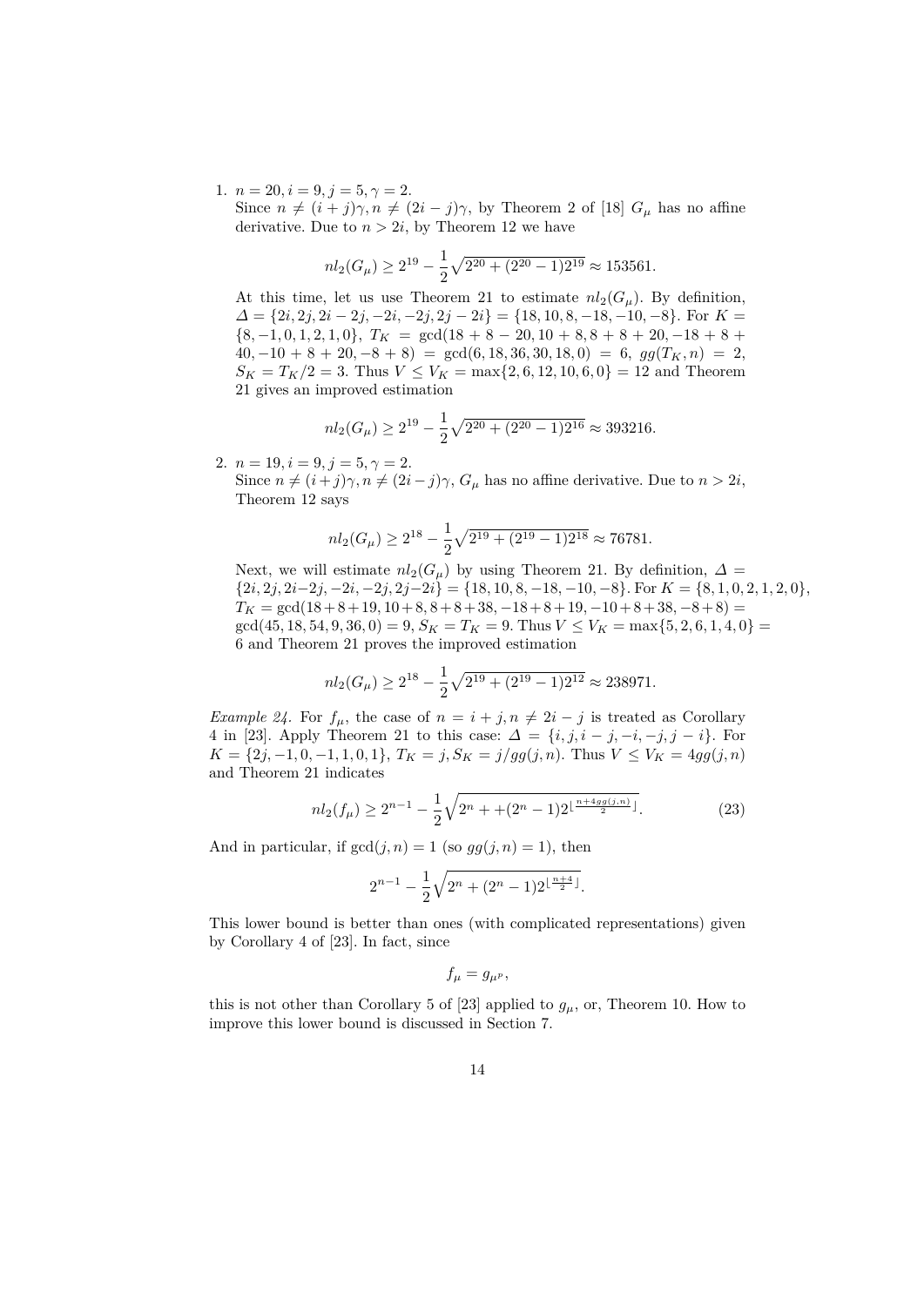1. $n = 20, i = 9, j = 5, \gamma = 2$.
   Since $n \neq (i+j)\gamma, n \neq (2i-j)\gamma$, by Theorem 2 of [18] $G_\mu$ has no affine derivative. Due to $n > 2i$, by Theorem 12 we have

$$nl_2(G_\mu) \geq 2^{19} - \frac{1}{2}\sqrt{2^{20} + (2^{20}-1)2^{19}} \approx 153561.$$

   At this time, let us use Theorem 21 to estimate $nl_2(G_\mu)$. By definition, $\Delta = \{2i, 2j, 2i-2j, -2i, -2j, 2j-2i\} = \{18, 10, 8, -18, -10, -8\}$. For $K = \{8, -1, 0, 1, 2, 1, 0\}$, $T_K = \gcd(18+8-20, 10+8, 8+8+20, -18+8+40, -10+8+20, -8+8) = \gcd(6, 18, 36, 30, 18, 0) = 6$, $gg(T_K, n) = 2$, $S_K = T_K/2 = 3$. Thus $V \leq V_K = \max\{2, 6, 12, 10, 6, 0\} = 12$ and Theorem 21 gives an improved estimation

$$nl_2(G_\mu) \geq 2^{19} - \frac{1}{2}\sqrt{2^{20} + (2^{20}-1)2^{16}} \approx 393216.$$

2. $n = 19, i = 9, j = 5, \gamma = 2$.
   Since $n \neq (i+j)\gamma, n \neq (2i-j)\gamma$, $G_\mu$ has no affine derivative. Due to $n > 2i$, Theorem 12 says

$$nl_2(G_\mu) \geq 2^{18} - \frac{1}{2}\sqrt{2^{19} + (2^{19}-1)2^{18}} \approx 76781.$$

   Next, we will estimate $nl_2(G_\mu)$ by using Theorem 21. By definition, $\Delta = \{2i, 2j, 2i-2j, -2i, -2j, 2j-2i\} = \{18, 10, 8, -18, -10, -8\}$. For $K = \{8, 1, 0, 2, 1, 2, 0\}$, $T_K = \gcd(18+8+19, 10+8, 8+8+38, -18+8+19, -10+8+38, -8+8) = \gcd(45, 18, 54, 9, 36, 0) = 9$, $S_K = T_K = 9$. Thus $V \leq V_K = \max\{5, 2, 6, 1, 4, 0\} = 6$ and Theorem 21 proves the improved estimation

$$nl_2(G_\mu) \geq 2^{18} - \frac{1}{2}\sqrt{2^{19} + (2^{19}-1)2^{12}} \approx 238971.$$

*Example 24.* For $f_\mu$, the case of $n = i+j, n \neq 2i-j$ is treated as Corollary 4 in [23]. Apply Theorem 21 to this case: $\Delta = \{i, j, i-j, -i, -j, j-i\}$. For $K = \{2j, -1, 0, -1, 1, 0, 1\}$, $T_K = j, S_K = j/gg(j,n)$. Thus $V \leq V_K = 4gg(j,n)$ and Theorem 21 indicates

$$nl_2(f_\mu) \geq 2^{n-1} - \frac{1}{2}\sqrt{2^n + +(2^n-1)2^{\lfloor \frac{n+4gg(j,n)}{2} \rfloor}}. \tag{23}$$

And in particular, if $\gcd(j,n) = 1$ (so $gg(j,n) = 1$), then

$$2^{n-1} - \frac{1}{2}\sqrt{2^n + (2^n-1)2^{\lfloor \frac{n+4}{2} \rfloor}}.$$

This lower bound is better than ones (with complicated representations) given by Corollary 4 of [23]. In fact, since

$$f_\mu = g_{\mu^p},$$

this is not other than Corollary 5 of [23] applied to $g_\mu$, or, Theorem 10. How to improve this lower bound is discussed in Section 7.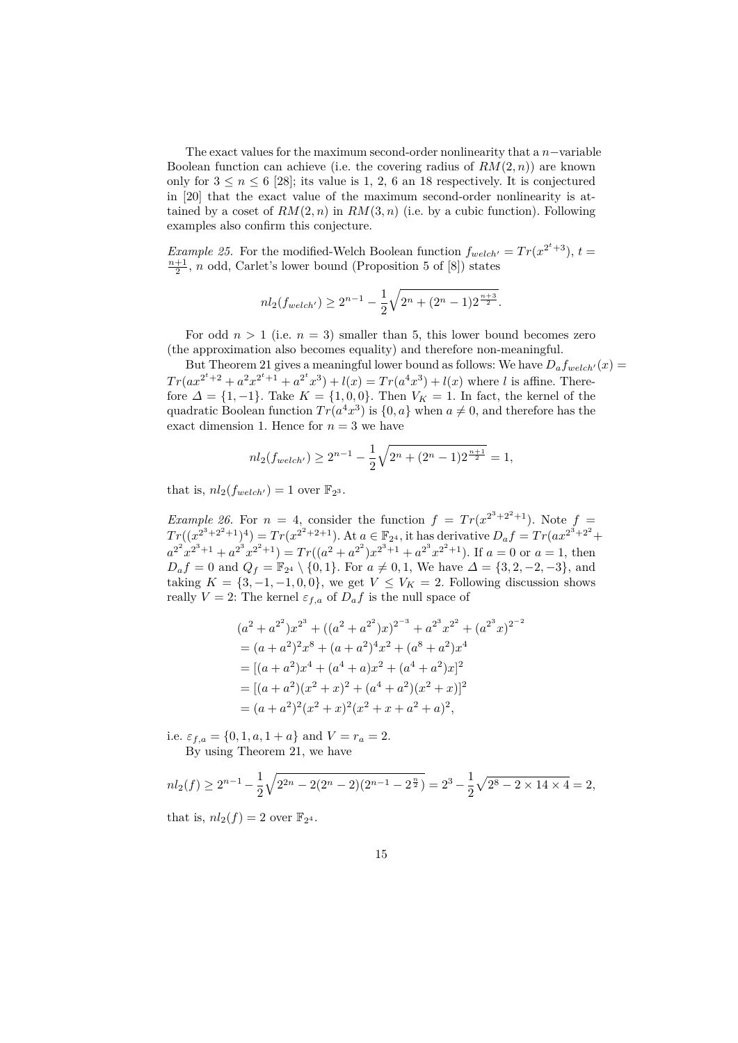The exact values for the maximum second-order nonlinearity that a $n-$variable Boolean function can achieve (i.e. the covering radius of $RM(2,n)$) are known only for $3 \le n \le 6$ [28]; its value is 1, 2, 6 an 18 respectively. It is conjectured in [20] that the exact value of the maximum second-order nonlinearity is attained by a coset of $RM(2,n)$ in $RM(3,n)$ (i.e. by a cubic function). Following examples also confirm this conjecture.

*Example 25.* For the modified-Welch Boolean function $f_{welch'} = Tr(x^{2^t+3})$, $t = \frac{n+1}{2}$, $n$ odd, Carlet's lower bound (Proposition 5 of [8]) states

$$nl_2(f_{welch'}) \ge 2^{n-1} - \frac{1}{2}\sqrt{2^n + (2^n-1)2^{\frac{n+3}{2}}}.$$

For odd $n > 1$ (i.e. $n = 3$) smaller than 5, this lower bound becomes zero (the approximation also becomes equality) and therefore non-meaningful.

But Theorem 21 gives a meaningful lower bound as follows: We have $D_a f_{welch'}(x) = Tr(ax^{2^t+2} + a^2x^{2^t+1} + a^{2^t}x^3) + l(x) = Tr(a^4x^3) + l(x)$ where $l$ is affine. Therefore $\Delta = \{1, -1\}$. Take $K = \{1, 0, 0\}$. Then $V_K = 1$. In fact, the kernel of the quadratic Boolean function $Tr(a^4x^3)$ is $\{0, a\}$ when $a \neq 0$, and therefore has the exact dimension 1. Hence for $n = 3$ we have

$$nl_2(f_{welch'}) \ge 2^{n-1} - \frac{1}{2}\sqrt{2^n + (2^n-1)2^{\frac{n+1}{2}}} = 1,$$

that is, $nl_2(f_{welch'}) = 1$ over $\mathbb{F}_{2^3}$.

*Example 26.* For $n = 4$, consider the function $f = Tr(x^{2^3+2^2+1})$. Note $f = Tr((x^{2^3+2^2+1})^4) = Tr(x^{2^2+2+1})$. At $a \in \mathbb{F}_{2^4}$, it has derivative $D_a f = Tr(ax^{2^3+2^2} + a^{2^2}x^{2^3+1} + a^{2^3}x^{2^2+1}) = Tr((a^2+a^{2^2})x^{2^3+1} + a^{2^3}x^{2^2+1})$. If $a = 0$ or $a = 1$, then $D_a f = 0$ and $Q_f = \mathbb{F}_{2^4} \setminus \{0, 1\}$. For $a \neq 0, 1$, We have $\Delta = \{3, 2, -2, -3\}$, and taking $K = \{3, -1, -1, 0, 0\}$, we get $V \le V_K = 2$. Following discussion shows really $V = 2$: The kernel $\varepsilon_{f,a}$ of $D_a f$ is the null space of

$$\begin{aligned}
&(a^2+a^{2^2})x^{2^3} + ((a^2+a^{2^2})x)^{2^{-3}} + a^{2^3}x^{2^2} + (a^{2^3}x)^{2^{-2}} \\
&= (a+a^2)^2x^8 + (a+a^2)^4x^2 + (a^8+a^2)x^4 \\
&= [(a+a^2)x^4 + (a^4+a)x^2 + (a^4+a^2)x]^2 \\
&= [(a+a^2)(x^2+x)^2 + (a^4+a^2)(x^2+x)]^2 \\
&= (a+a^2)^2(x^2+x)^2(x^2+x+a^2+a)^2,
\end{aligned}$$

i.e. $\varepsilon_{f,a} = \{0, 1, a, 1+a\}$ and $V = r_a = 2$.

By using Theorem 21, we have

$$nl_2(f) \ge 2^{n-1} - \frac{1}{2}\sqrt{2^{2n} - 2(2^n-2)(2^{n-1}-2^{\frac{n}{2}})} = 2^3 - \frac{1}{2}\sqrt{2^8 - 2 \times 14 \times 4} = 2,$$

that is, $nl_2(f) = 2$ over $\mathbb{F}_{2^4}$.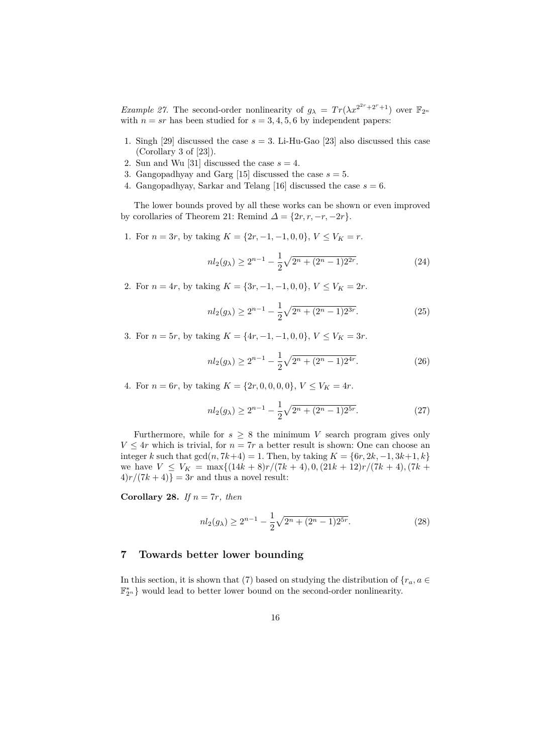*Example 27.* The second-order nonlinearity of $g_\lambda = Tr(\lambda x^{2^{2r}+2^r+1})$ over $\mathbb{F}_{2^n}$ with $n = sr$ has been studied for $s = 3, 4, 5, 6$ by independent papers:

1. Singh [29] discussed the case $s = 3$. Li-Hu-Gao [23] also discussed this case (Corollary 3 of [23]).
2. Sun and Wu [31] discussed the case $s = 4$.
3. Gangopadhyay and Garg [15] discussed the case $s = 5$.
4. Gangopadhyay, Sarkar and Telang [16] discussed the case $s = 6$.

The lower bounds proved by all these works can be shown or even improved by corollaries of Theorem 21: Remind $\Delta = \{2r, r, -r, -2r\}$.

1. For $n = 3r$, by taking $K = \{2r, -1, -1, 0, 0\}$, $V \le V_K = r$.

$$nl_2(g_\lambda) \ge 2^{n-1} - \frac{1}{2}\sqrt{2^n + (2^n - 1)2^{2r}}. \tag{24}$$

2. For $n = 4r$, by taking $K = \{3r, -1, -1, 0, 0\}$, $V \le V_K = 2r$.

$$nl_2(g_\lambda) \ge 2^{n-1} - \frac{1}{2}\sqrt{2^n + (2^n - 1)2^{3r}}. \tag{25}$$

3. For $n = 5r$, by taking $K = \{4r, -1, -1, 0, 0\}$, $V \le V_K = 3r$.

$$nl_2(g_\lambda) \ge 2^{n-1} - \frac{1}{2}\sqrt{2^n + (2^n - 1)2^{4r}}. \tag{26}$$

4. For $n = 6r$, by taking $K = \{2r, 0, 0, 0, 0\}$, $V \le V_K = 4r$.

$$nl_2(g_\lambda) \ge 2^{n-1} - \frac{1}{2}\sqrt{2^n + (2^n - 1)2^{5r}}. \tag{27}$$

Furthermore, while for $s \ge 8$ the minimum $V$ search program gives only $V \le 4r$ which is trivial, for $n = 7r$ a better result is shown: One can choose an integer $k$ such that $\gcd(n, 7k+4) = 1$. Then, by taking $K = \{6r, 2k, -1, 3k+1, k\}$ we have $V \le V_K = \max\{(14k + 8)r/(7k + 4), 0, (21k + 12)r/(7k + 4), (7k + 4)r/(7k + 4)\} = 3r$ and thus a novel result:

**Corollary 28.** *If $n = 7r$, then*

$$nl_2(g_\lambda) \ge 2^{n-1} - \frac{1}{2}\sqrt{2^n + (2^n - 1)2^{5r}}. \tag{28}$$

## 7 Towards better lower bounding

In this section, it is shown that (7) based on studying the distribution of $\{r_a, a \in \mathbb{F}_{2^n}^*\}$ would lead to better lower bound on the second-order nonlinearity.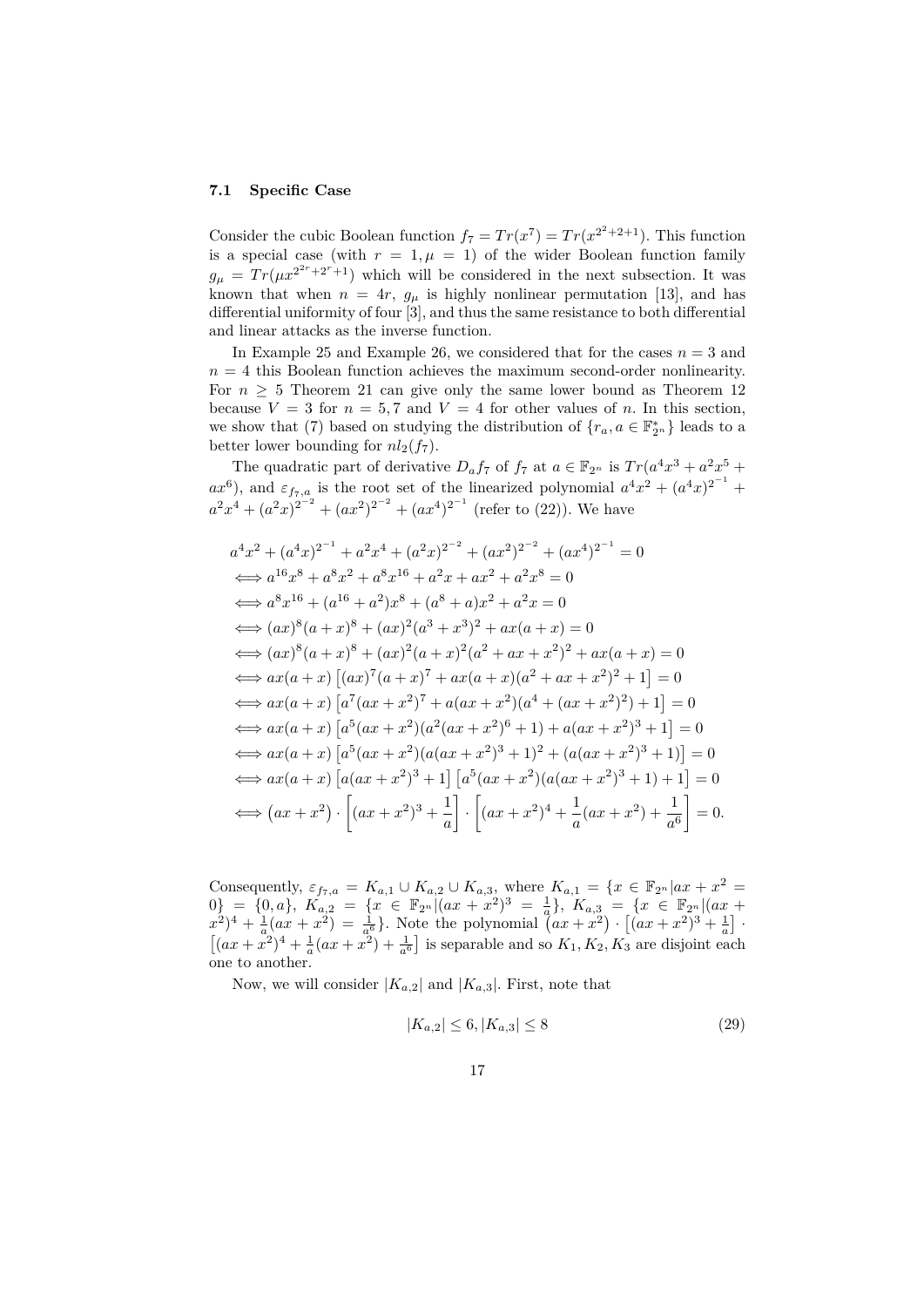### 7.1 Specific Case

Consider the cubic Boolean function $f_7 = Tr(x^7) = Tr(x^{2^2+2+1})$. This function is a special case (with $r = 1, \mu = 1$) of the wider Boolean function family $g_\mu = Tr(\mu x^{2^{2r}+2^r+1})$ which will be considered in the next subsection. It was known that when $n = 4r$, $g_\mu$ is highly nonlinear permutation [13], and has differential uniformity of four [3], and thus the same resistance to both differential and linear attacks as the inverse function.

In Example 25 and Example 26, we considered that for the cases $n = 3$ and $n = 4$ this Boolean function achieves the maximum second-order nonlinearity. For $n \geq 5$ Theorem 21 can give only the same lower bound as Theorem 12 because $V = 3$ for $n = 5, 7$ and $V = 4$ for other values of $n$. In this section, we show that (7) based on studying the distribution of $\{r_a, a \in \mathbb{F}_{2^n}^*\}$ leads to a better lower bounding for $nl_2(f_7)$.

The quadratic part of derivative $D_a f_7$ of $f_7$ at $a \in \mathbb{F}_{2^n}$ is $Tr(a^4x^3 + a^2x^5 + ax^6)$, and $\varepsilon_{f_7,a}$ is the root set of the linearized polynomial $a^4x^2 + (a^4x)^{2^{-1}} + a^2x^4 + (a^2x)^{2^{-2}} + (ax^2)^{2^{-2}} + (ax^4)^{2^{-1}}$ (refer to (22)). We have

$$
\begin{aligned}
& a^4x^2 + (a^4x)^{2^{-1}} + a^2x^4 + (a^2x)^{2^{-2}} + (ax^2)^{2^{-2}} + (ax^4)^{2^{-1}} = 0 \\
\iff & a^{16}x^8 + a^8x^2 + a^8x^{16} + a^2x + ax^2 + a^2x^8 = 0 \\
\iff & a^8x^{16} + (a^{16} + a^2)x^8 + (a^8 + a)x^2 + a^2x = 0 \\
\iff & (ax)^8(a+x)^8 + (ax)^2(a^3 + x^3)^2 + ax(a+x) = 0 \\
\iff & (ax)^8(a+x)^8 + (ax)^2(a+x)^2(a^2 + ax + x^2)^2 + ax(a+x) = 0 \\
\iff & ax(a+x)\left[(ax)^7(a+x)^7 + ax(a+x)(a^2 + ax + x^2)^2 + 1\right] = 0 \\
\iff & ax(a+x)\left[a^7(ax+x^2)^7 + a(ax+x^2)(a^4 + (ax+x^2)^2) + 1\right] = 0 \\
\iff & ax(a+x)\left[a^5(ax+x^2)(a^2(ax+x^2)^6 + 1) + a(ax+x^2)^3 + 1\right] = 0 \\
\iff & ax(a+x)\left[a^5(ax+x^2)(a(ax+x^2)^3 + 1)^2 + (a(ax+x^2)^3 + 1)\right] = 0 \\
\iff & ax(a+x)\left[a(ax+x^2)^3 + 1\right]\left[a^5(ax+x^2)(a(ax+x^2)^3 + 1) + 1\right] = 0 \\
\iff & \left(ax+x^2\right) \cdot \left[(ax+x^2)^3 + \frac{1}{a}\right] \cdot \left[(ax+x^2)^4 + \frac{1}{a}(ax+x^2) + \frac{1}{a^6}\right] = 0.
\end{aligned}
$$

Consequently, $\varepsilon_{f_7,a} = K_{a,1} \cup K_{a,2} \cup K_{a,3}$, where $K_{a,1} = \{x \in \mathbb{F}_{2^n} | ax + x^2 = 0\} = \{0, a\}$, $K_{a,2} = \{x \in \mathbb{F}_{2^n} | (ax+x^2)^3 = \frac{1}{a}\}$, $K_{a,3} = \{x \in \mathbb{F}_{2^n} | (ax + x^2)^4 + \frac{1}{a}(ax+x^2) = \frac{1}{a^6}\}$. Note the polynomial $\left(ax+x^2\right) \cdot \left[(ax+x^2)^3 + \frac{1}{a}\right] \cdot \left[(ax+x^2)^4 + \frac{1}{a}(ax+x^2) + \frac{1}{a^6}\right]$ is separable and so $K_1, K_2, K_3$ are disjoint each one to another.

Now, we will consider $|K_{a,2}|$ and $|K_{a,3}|$. First, note that

$$
|K_{a,2}| \leq 6, |K_{a,3}| \leq 8 \tag{29}
$$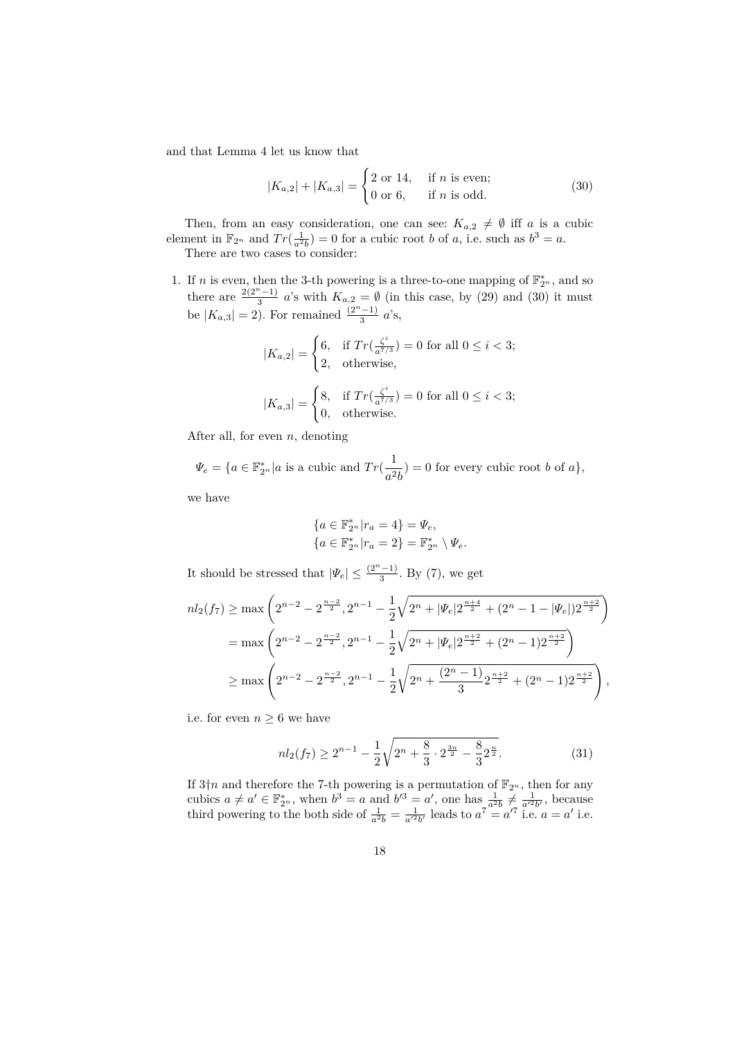and that Lemma 4 let us know that

$$|K_{a,2}| + |K_{a,3}| = \begin{cases} 2 \text{ or } 14, & \text{if } n \text{ is even;} \\ 0 \text{ or } 6, & \text{if } n \text{ is odd.} \end{cases} \tag{30}$$

Then, from an easy consideration, one can see: $K_{a,2} \neq \emptyset$ iff $a$ is a cubic element in $\mathbb{F}_{2^n}$ and $Tr(\frac{1}{a^2 b}) = 0$ for a cubic root $b$ of $a$, i.e. such as $b^3 = a$.

There are two cases to consider:

1. If $n$ is even, then the 3-th powering is a three-to-one mapping of $\mathbb{F}_{2^n}^*$, and so there are $\frac{2(2^n-1)}{3}$ $a$'s with $K_{a,2} = \emptyset$ (in this case, by (29) and (30) it must be $|K_{a,3}| = 2$). For remained $\frac{(2^n-1)}{3}$ $a$'s,

$$|K_{a,2}| = \begin{cases} 6, & \text{if } Tr(\frac{\zeta^i}{a^{7/3}}) = 0 \text{ for all } 0 \leq i < 3; \\ 2, & \text{otherwise,} \end{cases}$$

$$|K_{a,3}| = \begin{cases} 8, & \text{if } Tr(\frac{\zeta^i}{a^{7/3}}) = 0 \text{ for all } 0 \leq i < 3; \\ 0, & \text{otherwise.} \end{cases}$$

After all, for even $n$, denoting

$$\Psi_e = \{a \in \mathbb{F}_{2^n}^* | a \text{ is a cubic and } Tr(\frac{1}{a^2 b}) = 0 \text{ for every cubic root } b \text{ of } a\},$$

we have

$$\{a \in \mathbb{F}_{2^n}^* | r_a = 4\} = \Psi_e,$$
$$\{a \in \mathbb{F}_{2^n}^* | r_a = 2\} = \mathbb{F}_{2^n}^* \setminus \Psi_e.$$

It should be stressed that $|\Psi_e| \leq \frac{(2^n-1)}{3}$. By (7), we get

$$\begin{aligned} nl_2(f_7) &\geq \max\left(2^{n-2} - 2^{\frac{n-2}{2}}, 2^{n-1} - \frac{1}{2}\sqrt{2^n + |\Psi_e| 2^{\frac{n+4}{2}} + (2^n - 1 - |\Psi_e|) 2^{\frac{n+2}{2}}}\right) \\ &= \max\left(2^{n-2} - 2^{\frac{n-2}{2}}, 2^{n-1} - \frac{1}{2}\sqrt{2^n + |\Psi_e| 2^{\frac{n+2}{2}} + (2^n - 1) 2^{\frac{n+2}{2}}}\right) \\ &\geq \max\left(2^{n-2} - 2^{\frac{n-2}{2}}, 2^{n-1} - \frac{1}{2}\sqrt{2^n + \frac{(2^n-1)}{3} 2^{\frac{n+2}{2}} + (2^n - 1) 2^{\frac{n+2}{2}}}\right), \end{aligned}$$

i.e. for even $n \geq 6$ we have

$$nl_2(f_7) \geq 2^{n-1} - \frac{1}{2}\sqrt{2^n + \frac{8}{3} \cdot 2^{\frac{3n}{2}} - \frac{8}{3} 2^{\frac{n}{2}}}. \tag{31}$$

If $3 \nmid n$ and therefore the 7-th powering is a permutation of $\mathbb{F}_{2^n}$, then for any cubics $a \neq a' \in \mathbb{F}_{2^n}^*$, when $b^3 = a$ and $b'^3 = a'$, one has $\frac{1}{a^2 b} \neq \frac{1}{a'^2 b'}$, because third powering to the both side of $\frac{1}{a^2 b} = \frac{1}{a'^2 b'}$ leads to $a^7 = a'^7$ i.e. $a = a'$ i.e.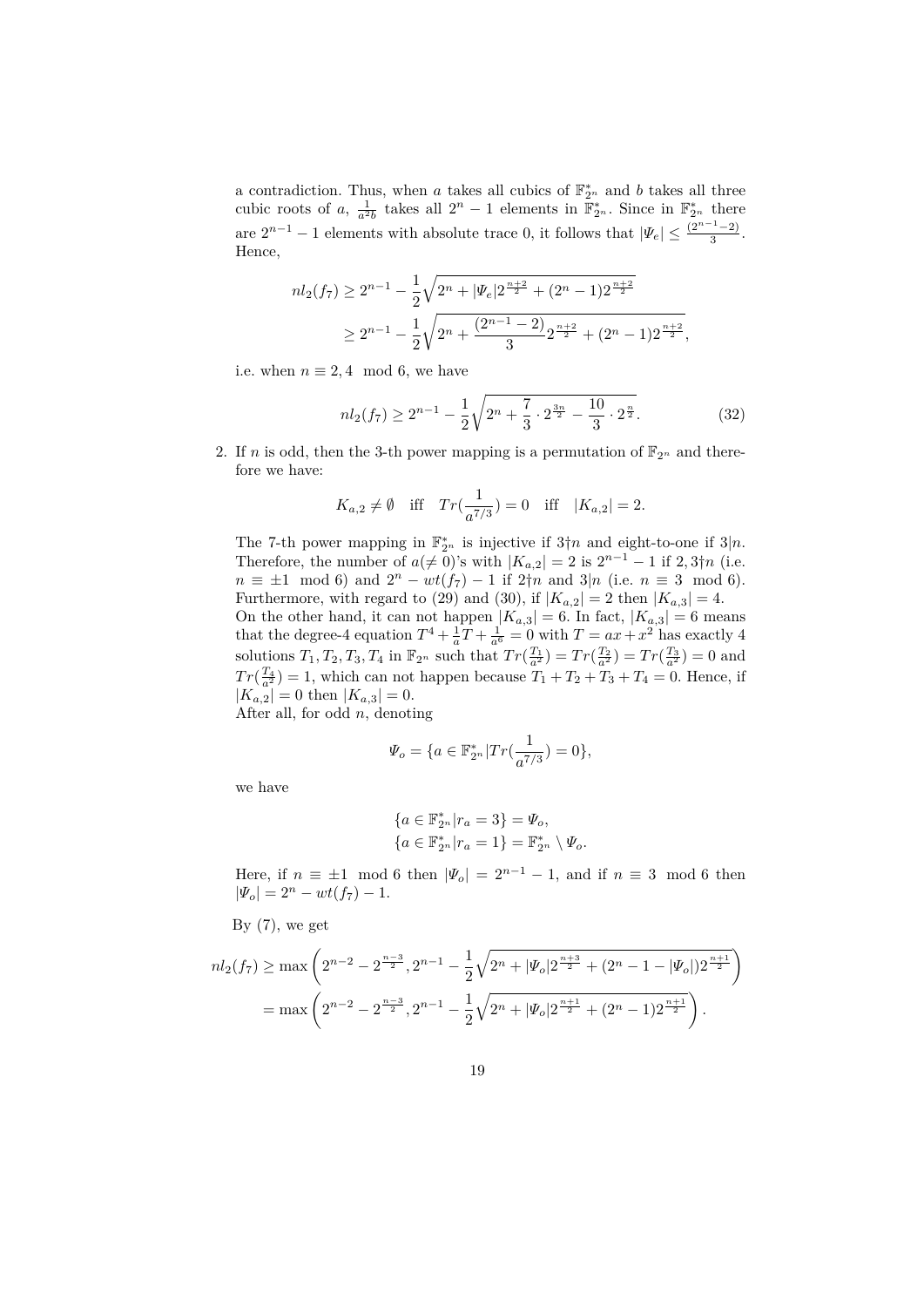a contradiction. Thus, when $a$ takes all cubics of $\mathbb{F}_{2^n}^*$ and $b$ takes all three cubic roots of $a$, $\frac{1}{a^2 b}$ takes all $2^n-1$ elements in $\mathbb{F}_{2^n}^*$. Since in $\mathbb{F}_{2^n}^*$ there are $2^{n-1}-1$ elements with absolute trace 0, it follows that $|\Psi_e| \leq \frac{(2^{n-1}-2)}{3}$. Hence,

$$
\begin{aligned}
nl_2(f_7) &\geq 2^{n-1} - \frac{1}{2}\sqrt{2^n + |\Psi_e| 2^{\frac{n+2}{2}} + (2^n-1)2^{\frac{n+2}{2}}} \\
&\geq 2^{n-1} - \frac{1}{2}\sqrt{2^n + \frac{(2^{n-1}-2)}{3} 2^{\frac{n+2}{2}} + (2^n-1)2^{\frac{n+2}{2}}},
\end{aligned}
$$

i.e. when $n \equiv 2, 4 \mod 6$, we have

$$
nl_2(f_7) \geq 2^{n-1} - \frac{1}{2}\sqrt{2^n + \frac{7}{3}\cdot 2^{\frac{3n}{2}} - \frac{10}{3}\cdot 2^{\frac{n}{2}}}. \tag{32}
$$

2. If $n$ is odd, then the 3-th power mapping is a permutation of $\mathbb{F}_{2^n}$ and therefore we have:

$$
K_{a,2} \neq \emptyset \quad \text{iff} \quad Tr(\frac{1}{a^{7/3}}) = 0 \quad \text{iff} \quad |K_{a,2}| = 2.
$$

The 7-th power mapping in $\mathbb{F}_{2^n}^*$ is injective if $3 \nmid n$ and eight-to-one if $3|n$. Therefore, the number of $a(\neq 0)$'s with $|K_{a,2}| = 2$ is $2^{n-1}-1$ if $2, 3 \nmid n$ (i.e. $n \equiv \pm 1 \mod 6$) and $2^n - wt(f_7) - 1$ if $2 \nmid n$ and $3|n$ (i.e. $n \equiv 3 \mod 6$). Furthermore, with regard to (29) and (30), if $|K_{a,2}| = 2$ then $|K_{a,3}| = 4$.

On the other hand, it can not happen $|K_{a,3}| = 6$. In fact, $|K_{a,3}| = 6$ means that the degree-4 equation $T^4 + \frac{1}{a}T + \frac{1}{a^6} = 0$ with $T = ax + x^2$ has exactly 4 solutions $T_1, T_2, T_3, T_4$ in $\mathbb{F}_{2^n}$ such that $Tr(\frac{T_1}{a^2}) = Tr(\frac{T_2}{a^2}) = Tr(\frac{T_3}{a^2}) = 0$ and $Tr(\frac{T_4}{a^2}) = 1$, which can not happen because $T_1 + T_2 + T_3 + T_4 = 0$. Hence, if $|K_{a,2}| = 0$ then $|K_{a,3}| = 0$.

After all, for odd $n$, denoting

$$
\Psi_o = \{a \in \mathbb{F}_{2^n}^* | Tr(\frac{1}{a^{7/3}}) = 0\},
$$

we have

$$
\begin{aligned}
\{a \in \mathbb{F}_{2^n}^* | r_a = 3\} &= \Psi_o, \\
\{a \in \mathbb{F}_{2^n}^* | r_a = 1\} &= \mathbb{F}_{2^n}^* \setminus \Psi_o.
\end{aligned}
$$

Here, if $n \equiv \pm 1 \mod 6$ then $|\Psi_o| = 2^{n-1}-1$, and if $n \equiv 3 \mod 6$ then $|\Psi_o| = 2^n - wt(f_7) - 1$.

By (7), we get

$$
\begin{aligned}
nl_2(f_7) &\geq \max\left(2^{n-2} - 2^{\frac{n-3}{2}}, 2^{n-1} - \frac{1}{2}\sqrt{2^n + |\Psi_o| 2^{\frac{n+3}{2}} + (2^n - 1 - |\Psi_o|)2^{\frac{n+1}{2}}}\right) \\
&= \max\left(2^{n-2} - 2^{\frac{n-3}{2}}, 2^{n-1} - \frac{1}{2}\sqrt{2^n + |\Psi_o| 2^{\frac{n+1}{2}} + (2^n-1)2^{\frac{n+1}{2}}}\right).
\end{aligned}
$$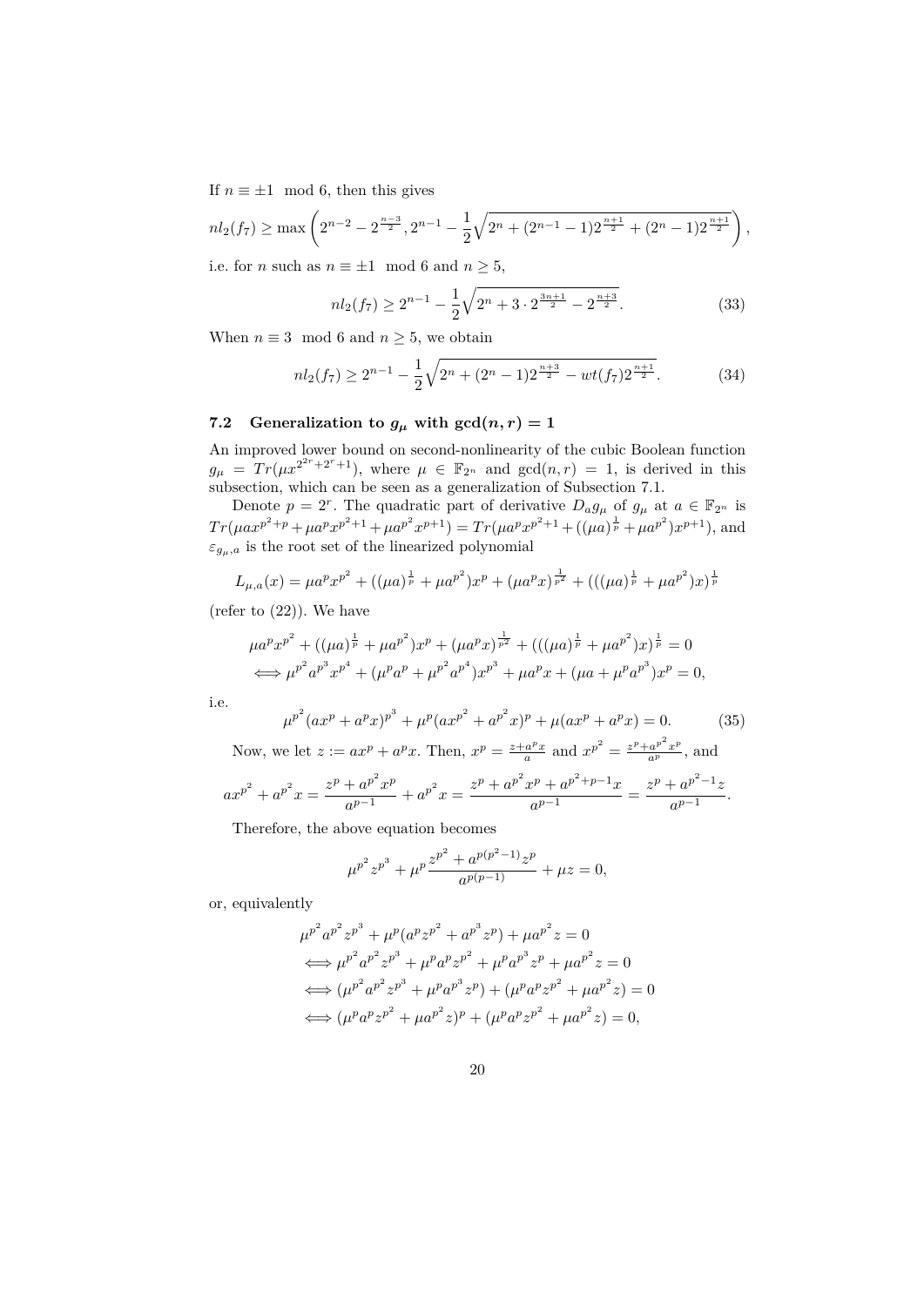If $n \equiv \pm 1 \mod 6$, then this gives

$$nl_2(f_7) \geq \max\left(2^{n-2} - 2^{\frac{n-3}{2}}, 2^{n-1} - \frac{1}{2}\sqrt{2^n + (2^{n-1}-1)2^{\frac{n+1}{2}} + (2^n-1)2^{\frac{n+1}{2}}}\right),$$

i.e. for $n$ such as $n \equiv \pm 1 \mod 6$ and $n \geq 5$,

$$nl_2(f_7) \geq 2^{n-1} - \frac{1}{2}\sqrt{2^n + 3 \cdot 2^{\frac{3n+1}{2}} - 2^{\frac{n+3}{2}}}. \tag{33}$$

When $n \equiv 3 \mod 6$ and $n \geq 5$, we obtain

$$nl_2(f_7) \geq 2^{n-1} - \frac{1}{2}\sqrt{2^n + (2^n-1)2^{\frac{n+3}{2}} - wt(f_7)2^{\frac{n+1}{2}}}. \tag{34}$$

### 7.2 Generalization to $g_\mu$ with $\gcd(n, r) = 1$

An improved lower bound on second-nonlinearity of the cubic Boolean function $g_\mu = Tr(\mu x^{2^{2r}+2^r+1})$, where $\mu \in \mathbb{F}_{2^n}$ and $\gcd(n, r) = 1$, is derived in this subsection, which can be seen as a generalization of Subsection 7.1.

Denote $p = 2^r$. The quadratic part of derivative $D_a g_\mu$ of $g_\mu$ at $a \in \mathbb{F}_{2^n}$ is $Tr(\mu a x^{p^2+p} + \mu a^p x^{p^2+1} + \mu a^{p^2} x^{p+1}) = Tr(\mu a^p x^{p^2+1} + ((\mu a)^{\frac{1}{p}} + \mu a^{p^2})x^{p+1})$, and $\varepsilon_{g_\mu,a}$ is the root set of the linearized polynomial

$$L_{\mu,a}(x) = \mu a^p x^{p^2} + ((\mu a)^{\frac{1}{p}} + \mu a^{p^2})x^p + (\mu a^p x)^{\frac{1}{p^2}} + (((\mu a)^{\frac{1}{p}} + \mu a^{p^2})x)^{\frac{1}{p}}$$

(refer to (22)). We have

$$\begin{aligned}
&\mu a^p x^{p^2} + ((\mu a)^{\frac{1}{p}} + \mu a^{p^2})x^p + (\mu a^p x)^{\frac{1}{p^2}} + (((\mu a)^{\frac{1}{p}} + \mu a^{p^2})x)^{\frac{1}{p}} = 0 \\
\iff &\mu^{p^2} a^{p^3} x^{p^4} + (\mu^p a^p + \mu^{p^2} a^{p^4})x^{p^3} + \mu a^p x + (\mu a + \mu^p a^{p^3})x^p = 0,
\end{aligned}$$

i.e.

$$\mu^{p^2}(ax^p + a^p x)^{p^3} + \mu^p(ax^{p^2} + a^{p^2}x)^p + \mu(ax^p + a^p x) = 0. \tag{35}$$

Now, we let $z := ax^p + a^p x$. Then, $x^p = \frac{z + a^p x}{a}$ and $x^{p^2} = \frac{z^p + a^{p^2} x^p}{a^p}$, and

$$ax^{p^2} + a^{p^2}x = \frac{z^p + a^{p^2}x^p}{a^{p-1}} + a^{p^2}x = \frac{z^p + a^{p^2}x^p + a^{p^2+p-1}x}{a^{p-1}} = \frac{z^p + a^{p^2-1}z}{a^{p-1}}.$$

Therefore, the above equation becomes

$$\mu^{p^2} z^{p^3} + \mu^p \frac{z^{p^2} + a^{p(p^2-1)}z^p}{a^{p(p-1)}} + \mu z = 0,$$

or, equivalently

$$\begin{aligned}
&\mu^{p^2} a^{p^2} z^{p^3} + \mu^p(a^p z^{p^2} + a^{p^3} z^p) + \mu a^{p^2} z = 0 \\
\iff &\mu^{p^2} a^{p^2} z^{p^3} + \mu^p a^p z^{p^2} + \mu^p a^{p^3} z^p + \mu a^{p^2} z = 0 \\
\iff &(\mu^{p^2} a^{p^2} z^{p^3} + \mu^p a^{p^3} z^p) + (\mu^p a^p z^{p^2} + \mu a^{p^2} z) = 0 \\
\iff &(\mu^p a^p z^{p^2} + \mu a^{p^2} z)^p + (\mu^p a^p z^{p^2} + \mu a^{p^2} z) = 0,
\end{aligned}$$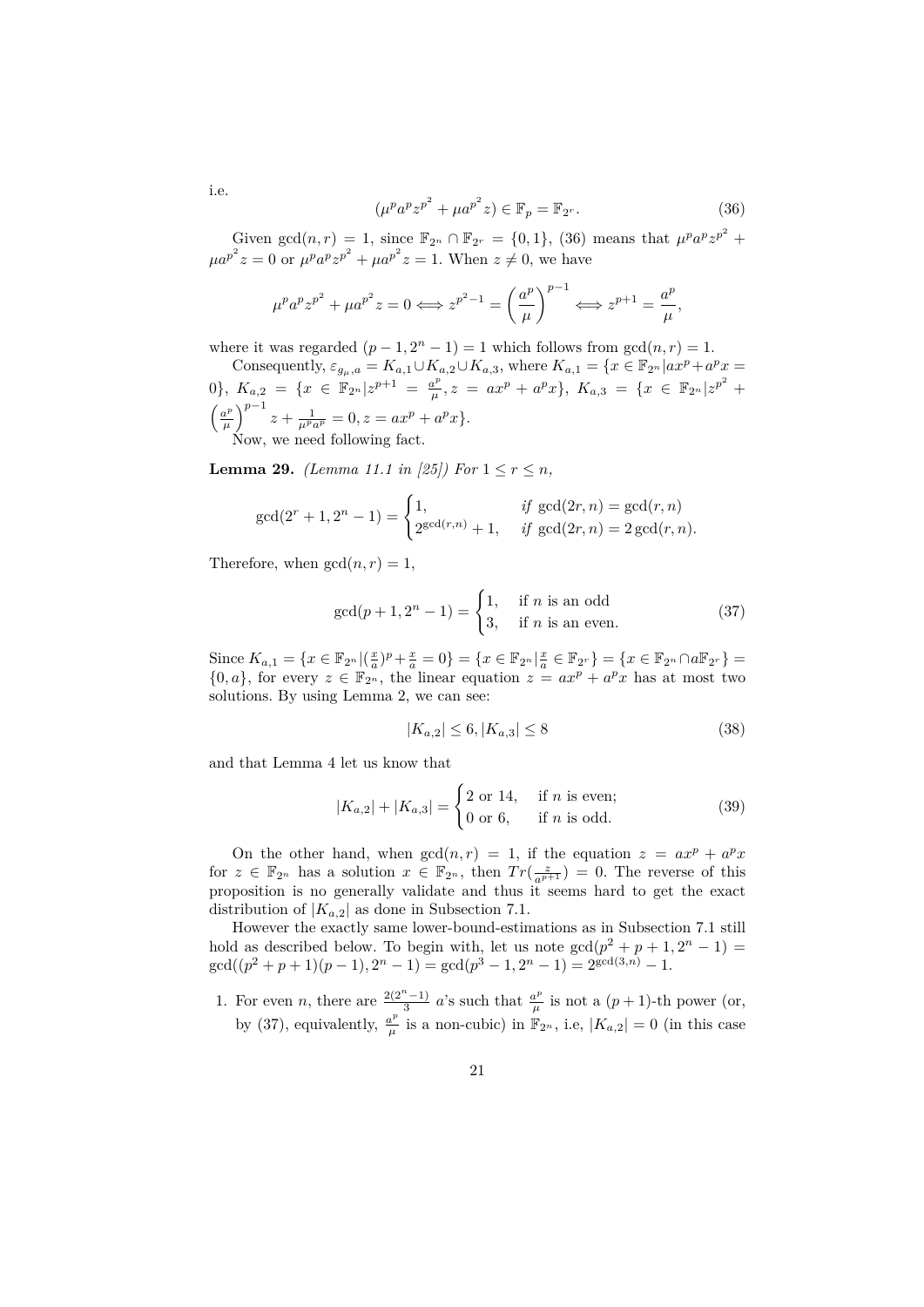i.e.

$$(\mu^p a^p z^{p^2} + \mu a^{p^2} z) \in \mathbb{F}_p = \mathbb{F}_{2^r}. \tag{36}$$

Given $\gcd(n,r) = 1$, since $\mathbb{F}_{2^n} \cap \mathbb{F}_{2^r} = \{0,1\}$, (36) means that $\mu^p a^p z^{p^2} + \mu a^{p^2} z = 0$ or $\mu^p a^p z^{p^2} + \mu a^{p^2} z = 1$. When $z \neq 0$, we have

$$\mu^p a^p z^{p^2} + \mu a^{p^2} z = 0 \Longleftrightarrow z^{p^2-1} = \left(\frac{a^p}{\mu}\right)^{p-1} \Longleftrightarrow z^{p+1} = \frac{a^p}{\mu},$$

where it was regarded $(p-1, 2^n-1) = 1$ which follows from $\gcd(n,r) = 1$.

Consequently, $\varepsilon_{g_\mu,a} = K_{a,1} \cup K_{a,2} \cup K_{a,3}$, where $K_{a,1} = \{x \in \mathbb{F}_{2^n} | ax^p + a^p x = 0\}$, $K_{a,2} = \{x \in \mathbb{F}_{2^n} | z^{p+1} = \frac{a^p}{\mu}, z = ax^p + a^p x\}$, $K_{a,3} = \{x \in \mathbb{F}_{2^n} | z^{p^2} + \left(\frac{a^p}{\mu}\right)^{p-1} z + \frac{1}{\mu^p a^p} = 0, z = ax^p + a^p x\}$.

Now, we need following fact.

**Lemma 29.** *(Lemma 11.1 in [25]) For $1 \leq r \leq n$,*

$$\gcd(2^r+1, 2^n-1) = \begin{cases} 1, & \text{if } \gcd(2r,n) = \gcd(r,n) \\ 2^{\gcd(r,n)} + 1, & \text{if } \gcd(2r,n) = 2\gcd(r,n). \end{cases}$$

Therefore, when $\gcd(n,r) = 1$,

$$\gcd(p+1, 2^n-1) = \begin{cases} 1, & \text{if } n \text{ is an odd} \\ 3, & \text{if } n \text{ is an even.} \end{cases} \tag{37}$$

Since $K_{a,1} = \{x \in \mathbb{F}_{2^n} | (\frac{x}{a})^p + \frac{x}{a} = 0\} = \{x \in \mathbb{F}_{2^n} | \frac{x}{a} \in \mathbb{F}_{2^r}\} = \{x \in \mathbb{F}_{2^n} \cap a\mathbb{F}_{2^r}\} = \{0, a\}$, for every $z \in \mathbb{F}_{2^n}$, the linear equation $z = ax^p + a^p x$ has at most two solutions. By using Lemma 2, we can see:

$$|K_{a,2}| \leq 6, |K_{a,3}| \leq 8 \tag{38}$$

and that Lemma 4 let us know that

$$|K_{a,2}| + |K_{a,3}| = \begin{cases} 2 \text{ or } 14, & \text{if } n \text{ is even;} \\ 0 \text{ or } 6, & \text{if } n \text{ is odd.} \end{cases} \tag{39}$$

On the other hand, when $\gcd(n,r) = 1$, if the equation $z = ax^p + a^p x$ for $z \in \mathbb{F}_{2^n}$ has a solution $x \in \mathbb{F}_{2^n}$, then $Tr(\frac{z}{a^{p+1}}) = 0$. The reverse of this proposition is no generally validate and thus it seems hard to get the exact distribution of $|K_{a,2}|$ as done in Subsection 7.1.

However the exactly same lower-bound-estimations as in Subsection 7.1 still hold as described below. To begin with, let us note $\gcd(p^2+p+1, 2^n-1) = \gcd((p^2+p+1)(p-1), 2^n-1) = \gcd(p^3-1, 2^n-1) = 2^{\gcd(3,n)} - 1$.

1. For even $n$, there are $\frac{2(2^n-1)}{3}$ $a$'s such that $\frac{a^p}{\mu}$ is not a $(p+1)$-th power (or, by (37), equivalently, $\frac{a^p}{\mu}$ is a non-cubic) in $\mathbb{F}_{2^n}$, i.e, $|K_{a,2}| = 0$ (in this case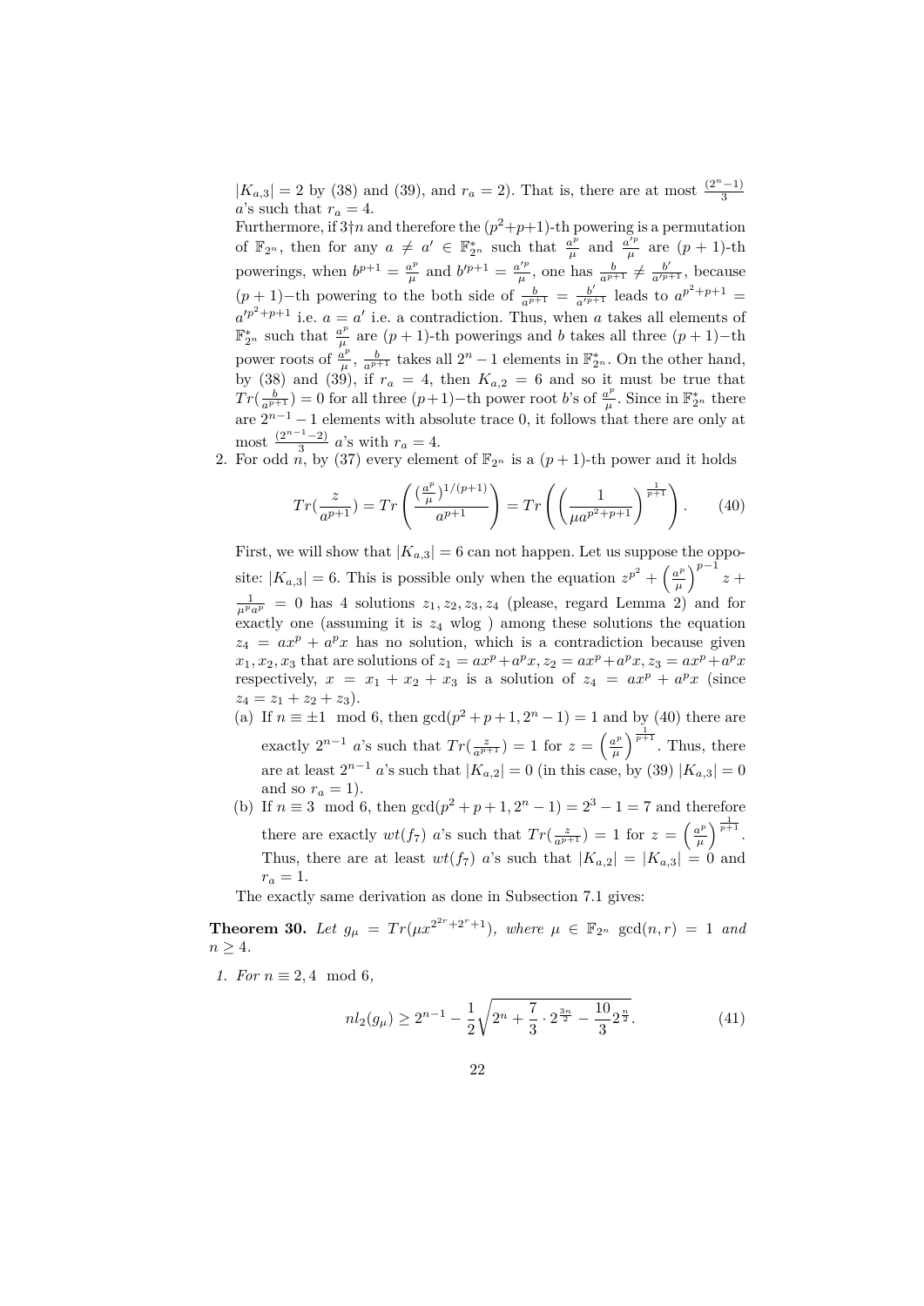$|K_{a,3}| = 2$ by (38) and (39), and $r_a = 2$). That is, there are at most $\frac{(2^n-1)}{3}$ $a$'s such that $r_a = 4$.

Furthermore, if $3 \nmid n$ and therefore the $(p^2+p+1)$-th powering is a permutation of $\mathbb{F}_{2^n}$, then for any $a \neq a' \in \mathbb{F}_{2^n}^*$ such that $\frac{a^p}{\mu}$ and $\frac{a'^p}{\mu}$ are $(p+1)$-th powerings, when $b^{p+1} = \frac{a^p}{\mu}$ and $b'^{p+1} = \frac{a'^p}{\mu}$, one has $\frac{b}{a^{p+1}} \neq \frac{b'}{a'^{p+1}}$, because $(p+1)-$th powering to the both side of $\frac{b}{a^{p+1}} = \frac{b'}{a'^{p+1}}$ leads to $a^{p^2+p+1} = a'^{p^2+p+1}$ i.e. $a = a'$ i.e. a contradiction. Thus, when $a$ takes all elements of $\mathbb{F}_{2^n}^*$ such that $\frac{a^p}{\mu}$ are $(p+1)$-th powerings and $b$ takes all three $(p+1)-$th power roots of $\frac{a^p}{\mu}$, $\frac{b}{a^{p+1}}$ takes all $2^n - 1$ elements in $\mathbb{F}_{2^n}^*$. On the other hand, by (38) and (39), if $r_a = 4$, then $K_{a,2} = 6$ and so it must be true that $Tr(\frac{b}{a^{p+1}}) = 0$ for all three $(p+1)-$th power root $b$'s of $\frac{a^p}{\mu}$. Since in $\mathbb{F}_{2^n}^*$ there are $2^{n-1} - 1$ elements with absolute trace 0, it follows that there are only at most $\frac{(2^{n-1}-2)}{3}$ $a$'s with $r_a = 4$.

2. For odd $n$, by (37) every element of $\mathbb{F}_{2^n}$ is a $(p+1)$-th power and it holds

$$Tr(\frac{z}{a^{p+1}}) = Tr\left(\frac{(\frac{a^p}{\mu})^{1/(p+1)}}{a^{p+1}}\right) = Tr\left(\left(\frac{1}{\mu a^{p^2+p+1}}\right)^{\frac{1}{p+1}}\right). \quad (40)$$

First, we will show that $|K_{a,3}| = 6$ can not happen. Let us suppose the opposite: $|K_{a,3}| = 6$. This is possible only when the equation $z^{p^2} + \left(\frac{a^p}{\mu}\right)^{p-1} z + \frac{1}{\mu^p a^p} = 0$ has 4 solutions $z_1, z_2, z_3, z_4$ (please, regard Lemma 2) and for exactly one (assuming it is $z_4$ wlog ) among these solutions the equation $z_4 = ax^p + a^p x$ has no solution, which is a contradiction because given $x_1, x_2, x_3$ that are solutions of $z_1 = ax^p + a^p x, z_2 = ax^p + a^p x, z_3 = ax^p + a^p x$ respectively, $x = x_1 + x_2 + x_3$ is a solution of $z_4 = ax^p + a^p x$ (since $z_4 = z_1 + z_2 + z_3$).

(a) If $n \equiv \pm 1 \mod 6$, then $\gcd(p^2+p+1, 2^n-1) = 1$ and by (40) there are exactly $2^{n-1}$ $a$'s such that $Tr(\frac{z}{a^{p+1}}) = 1$ for $z = \left(\frac{a^p}{\mu}\right)^{\frac{1}{p+1}}$. Thus, there are at least $2^{n-1}$ $a$'s such that $|K_{a,2}| = 0$ (in this case, by (39) $|K_{a,3}| = 0$ and so $r_a = 1$).

(b) If $n \equiv 3 \mod 6$, then $\gcd(p^2+p+1, 2^n-1) = 2^3 - 1 = 7$ and therefore there are exactly $wt(f_7)$ $a$'s such that $Tr(\frac{z}{a^{p+1}}) = 1$ for $z = \left(\frac{a^p}{\mu}\right)^{\frac{1}{p+1}}$. Thus, there are at least $wt(f_7)$ $a$'s such that $|K_{a,2}| = |K_{a,3}| = 0$ and $r_a = 1$.

The exactly same derivation as done in Subsection 7.1 gives:

**Theorem 30.** *Let $g_\mu = Tr(\mu x^{2^{2r}+2^r+1})$, where $\mu \in \mathbb{F}_{2^n}$ $\gcd(n,r) = 1$ and $n \geq 4$.*

*1. For $n \equiv 2, 4 \mod 6$,*

$$nl_2(g_\mu) \geq 2^{n-1} - \frac{1}{2}\sqrt{2^n + \frac{7}{3} \cdot 2^{\frac{3n}{2}} - \frac{10}{3} 2^{\frac{n}{2}}}. \quad (41)$$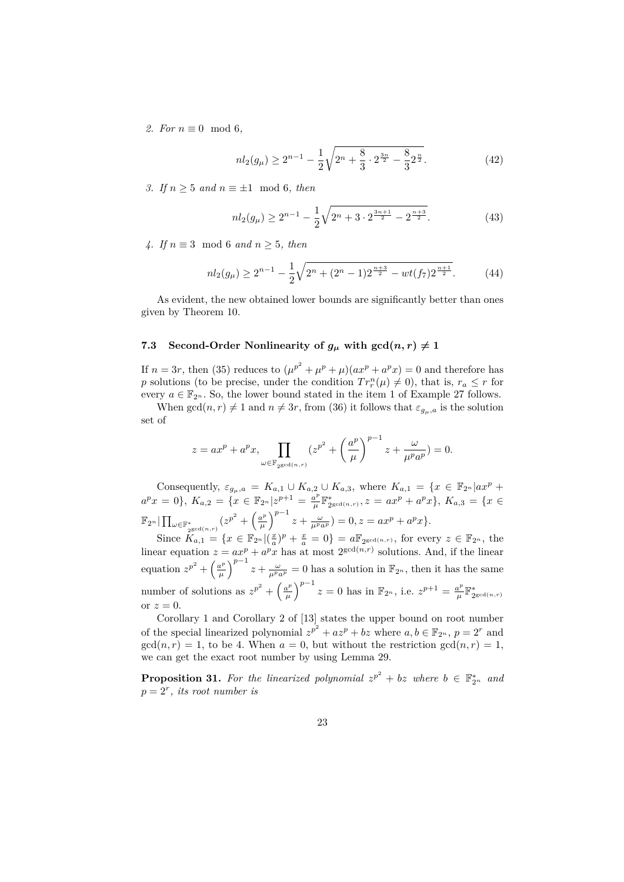*2. For $n \equiv 0 \mod 6$,*

$$nl_2(g_\mu) \geq 2^{n-1} - \frac{1}{2}\sqrt{2^n + \frac{8}{3} \cdot 2^{\frac{3n}{2}} - \frac{8}{3}2^{\frac{n}{2}}}. \tag{42}$$

*3. If $n \geq 5$ and $n \equiv \pm 1 \mod 6$, then*

$$nl_2(g_\mu) \geq 2^{n-1} - \frac{1}{2}\sqrt{2^n + 3 \cdot 2^{\frac{3n+1}{2}} - 2^{\frac{n+3}{2}}}. \tag{43}$$

*4. If $n \equiv 3 \mod 6$ and $n \geq 5$, then*

$$nl_2(g_\mu) \geq 2^{n-1} - \frac{1}{2}\sqrt{2^n + (2^n - 1)2^{\frac{n+3}{2}} - wt(f_7)2^{\frac{n+1}{2}}}. \tag{44}$$

As evident, the new obtained lower bounds are significantly better than ones given by Theorem 10.

### 7.3 Second-Order Nonlinearity of $g_\mu$ with $\gcd(n, r) \neq 1$

If $n = 3r$, then (35) reduces to $(\mu^{p^2} + \mu^p + \mu)(ax^p + a^p x) = 0$ and therefore has $p$ solutions (to be precise, under the condition $Tr_r^n(\mu) \neq 0$), that is, $r_a \leq r$ for every $a \in \mathbb{F}_{2^n}$. So, the lower bound stated in the item 1 of Example 27 follows.

When $\gcd(n, r) \neq 1$ and $n \neq 3r$, from (36) it follows that $\varepsilon_{g_\mu, a}$ is the solution set of

$$z = ax^p + a^p x, \prod_{\omega \in \mathbb{F}_{2^{\gcd(n,r)}}} (z^{p^2} + \left(\frac{a^p}{\mu}\right)^{p-1} z + \frac{\omega}{\mu^p a^p}) = 0.$$

Consequently, $\varepsilon_{g_\mu, a} = K_{a,1} \cup K_{a,2} \cup K_{a,3}$, where $K_{a,1} = \{x \in \mathbb{F}_{2^n} | ax^p + a^p x = 0\}$, $K_{a,2} = \{x \in \mathbb{F}_{2^n} | z^{p+1} = \frac{a^p}{\mu}\mathbb{F}^*_{2^{\gcd(n,r)}}, z = ax^p + a^p x\}$, $K_{a,3} = \{x \in \mathbb{F}_{2^n} | \prod_{\omega \in \mathbb{F}^*_{2^{\gcd(n,r)}}} (z^{p^2} + \left(\frac{a^p}{\mu}\right)^{p-1} z + \frac{\omega}{\mu^p a^p}) = 0, z = ax^p + a^p x\}$.

Since $K_{a,1} = \{x \in \mathbb{F}_{2^n} | (\frac{x}{a})^p + \frac{x}{a} = 0\} = a\mathbb{F}_{2^{\gcd(n,r)}}$, for every $z \in \mathbb{F}_{2^n}$, the linear equation $z = ax^p + a^p x$ has at most $2^{\gcd(n,r)}$ solutions. And, if the linear equation $z^{p^2} + \left(\frac{a^p}{\mu}\right)^{p-1} z + \frac{\omega}{\mu^p a^p} = 0$ has a solution in $\mathbb{F}_{2^n}$, then it has the same number of solutions as $z^{p^2} + \left(\frac{a^p}{\mu}\right)^{p-1} z = 0$ has in $\mathbb{F}_{2^n}$, i.e. $z^{p+1} = \frac{a^p}{\mu}\mathbb{F}^*_{2^{\gcd(n,r)}}$ or $z = 0$.

Corollary 1 and Corollary 2 of [13] states the upper bound on root number of the special linearized polynomial $z^{p^2} + az^p + bz$ where $a, b \in \mathbb{F}_{2^n}$, $p = 2^r$ and $\gcd(n, r) = 1$, to be 4. When $a = 0$, but without the restriction $\gcd(n, r) = 1$, we can get the exact root number by using Lemma 29.

**Proposition 31.** *For the linearized polynomial $z^{p^2} + bz$ where $b \in \mathbb{F}^*_{2^n}$ and $p = 2^r$, its root number is*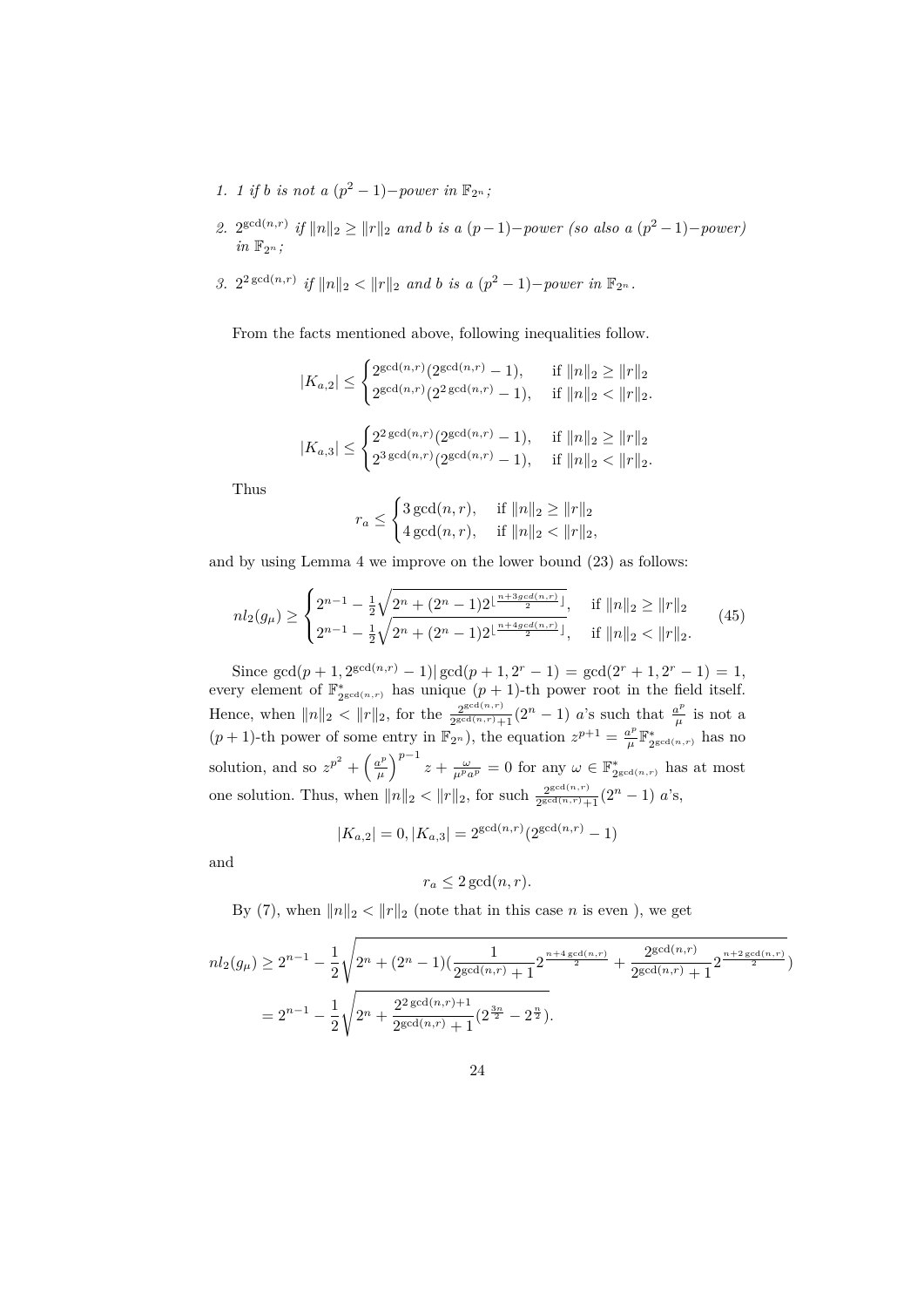1. *1 if $b$ is not a $(p^2-1)$–power in $\mathbb{F}_{2^n}$;*
2. *$2^{\gcd(n,r)}$ if $\|n\|_2 \geq \|r\|_2$ and $b$ is a $(p-1)$–power (so also a $(p^2-1)$–power) in $\mathbb{F}_{2^n}$;*
3. *$2^{2\gcd(n,r)}$ if $\|n\|_2 < \|r\|_2$ and $b$ is a $(p^2-1)$–power in $\mathbb{F}_{2^n}$.*

From the facts mentioned above, following inequalities follow.

$$|K_{a,2}| \leq \begin{cases} 2^{\gcd(n,r)}(2^{\gcd(n,r)}-1), & \text{if } \|n\|_2 \geq \|r\|_2 \\ 2^{\gcd(n,r)}(2^{2\gcd(n,r)}-1), & \text{if } \|n\|_2 < \|r\|_2. \end{cases}$$

$$|K_{a,3}| \leq \begin{cases} 2^{2\gcd(n,r)}(2^{\gcd(n,r)}-1), & \text{if } \|n\|_2 \geq \|r\|_2 \\ 2^{3\gcd(n,r)}(2^{\gcd(n,r)}-1), & \text{if } \|n\|_2 < \|r\|_2. \end{cases}$$

Thus

$$r_a \leq \begin{cases} 3\gcd(n,r), & \text{if } \|n\|_2 \geq \|r\|_2 \\ 4\gcd(n,r), & \text{if } \|n\|_2 < \|r\|_2, \end{cases}$$

and by using Lemma 4 we improve on the lower bound (23) as follows:

$$nl_2(g_\mu) \geq \begin{cases} 2^{n-1} - \frac{1}{2}\sqrt{2^n + (2^n-1)2^{\lfloor \frac{n+3gcd(n,r)}{2} \rfloor}}, & \text{if } \|n\|_2 \geq \|r\|_2 \\ 2^{n-1} - \frac{1}{2}\sqrt{2^n + (2^n-1)2^{\lfloor \frac{n+4gcd(n,r)}{2} \rfloor}}, & \text{if } \|n\|_2 < \|r\|_2. \end{cases} \tag{45}$$

Since $\gcd(p+1, 2^{\gcd(n,r)}-1) | \gcd(p+1, 2^r-1) = \gcd(2^r+1, 2^r-1) = 1$, every element of $\mathbb{F}^*_{2^{\gcd(n,r)}}$ has unique $(p+1)$-th power root in the field itself. Hence, when $\|n\|_2 < \|r\|_2$, for the $\frac{2^{\gcd(n,r)}}{2^{\gcd(n,r)}+1}(2^n-1)$ $a$'s such that $\frac{a^p}{\mu}$ is not a $(p+1)$-th power of some entry in $\mathbb{F}_{2^n}$), the equation $z^{p+1} = \frac{a^p}{\mu}\mathbb{F}^*_{2^{\gcd(n,r)}}$ has no solution, and so $z^{p^2} + \left(\frac{a^p}{\mu}\right)^{p-1} z + \frac{\omega}{\mu^p a^p} = 0$ for any $\omega \in \mathbb{F}^*_{2^{\gcd(n,r)}}$ has at most one solution. Thus, when $\|n\|_2 < \|r\|_2$, for such $\frac{2^{\gcd(n,r)}}{2^{\gcd(n,r)}+1}(2^n-1)$ $a$'s,

$$|K_{a,2}| = 0, |K_{a,3}| = 2^{\gcd(n,r)}(2^{\gcd(n,r)}-1)$$

and

$$r_a \leq 2\gcd(n,r).$$

By (7), when $\|n\|_2 < \|r\|_2$ (note that in this case $n$ is even ), we get

$$\begin{aligned} nl_2(g_\mu) &\geq 2^{n-1} - \frac{1}{2}\sqrt{2^n + (2^n-1)(\frac{1}{2^{\gcd(n,r)}+1}2^{\frac{n+4\gcd(n,r)}{2}} + \frac{2^{\gcd(n,r)}}{2^{\gcd(n,r)}+1}2^{\frac{n+2\gcd(n,r)}{2}})} \\ &= 2^{n-1} - \frac{1}{2}\sqrt{2^n + \frac{2^{2\gcd(n,r)+1}}{2^{\gcd(n,r)}+1}(2^{\frac{3n}{2}} - 2^{\frac{n}{2}})}. \end{aligned}$$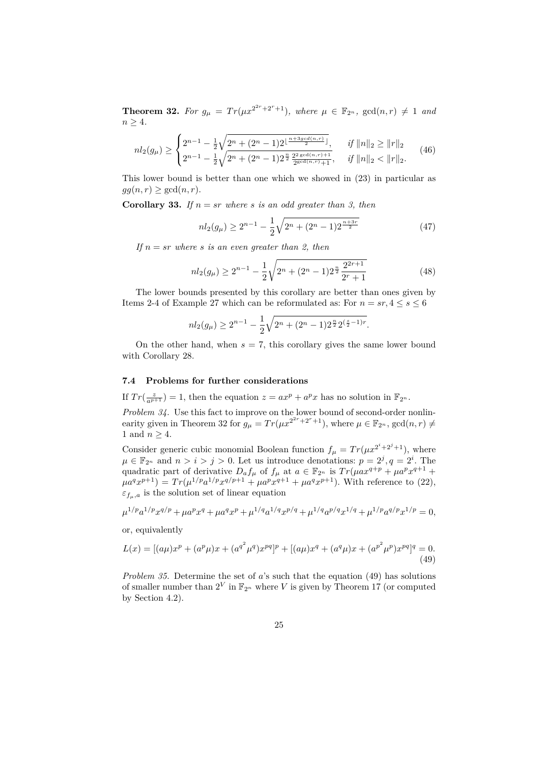**Theorem 32.** *For $g_\mu = Tr(\mu x^{2^{2r}+2^r+1})$, where $\mu \in \mathbb{F}_{2^n}$, $\gcd(n,r) \neq 1$ and $n \geq 4$.*

$$nl_2(g_\mu) \geq \begin{cases} 2^{n-1} - \frac{1}{2}\sqrt{2^n + (2^n-1)2^{\lfloor \frac{n+3gcd(n,r)}{2} \rfloor}}, & \text{if } \|n\|_2 \geq \|r\|_2 \\ 2^{n-1} - \frac{1}{2}\sqrt{2^n + (2^n-1)2^{\frac{n}{2}} \frac{2^{2\gcd(n,r)+1}}{2^{\gcd(n,r)}+1}}, & \text{if } \|n\|_2 < \|r\|_2. \end{cases} \tag{46}$$

This lower bound is better than one which we showed in (23) in particular as $gg(n,r) \geq \gcd(n,r)$.

**Corollary 33.** *If $n = sr$ where $s$ is an odd greater than 3, then*

$$nl_2(g_\mu) \geq 2^{n-1} - \frac{1}{2}\sqrt{2^n + (2^n-1)2^{\frac{n+3r}{2}}} \tag{47}$$

*If $n = sr$ where $s$ is an even greater than 2, then*

$$nl_2(g_\mu) \geq 2^{n-1} - \frac{1}{2}\sqrt{2^n + (2^n-1)2^{\frac{n}{2}} \frac{2^{2r+1}}{2^r+1}} \tag{48}$$

The lower bounds presented by this corollary are better than ones given by Items 2-4 of Example 27 which can be reformulated as: For $n = sr, 4 \leq s \leq 6$

$$nl_2(g_\mu) \geq 2^{n-1} - \frac{1}{2}\sqrt{2^n + (2^n-1)2^{\frac{n}{2}} 2^{(\frac{s}{2}-1)r}}.$$

On the other hand, when $s = 7$, this corollary gives the same lower bound with Corollary 28.

### 7.4 Problems for further considerations

If $Tr(\frac{z}{a^{p+1}}) = 1$, then the equation $z = ax^p + a^p x$ has no solution in $\mathbb{F}_{2^n}$.

*Problem 34.* Use this fact to improve on the lower bound of second-order nonlinearity given in Theorem 32 for $g_\mu = Tr(\mu x^{2^{2r}+2^r+1})$, where $\mu \in \mathbb{F}_{2^n}$, $\gcd(n,r) \neq 1$ and $n \geq 4$.

Consider generic cubic monomial Boolean function $f_\mu = Tr(\mu x^{2^i+2^j+1})$, where $\mu \in \mathbb{F}_{2^n}$ and $n > i > j > 0$. Let us introduce denotations: $p = 2^j, q = 2^i$. The quadratic part of derivative $D_a f_\mu$ of $f_\mu$ at $a \in \mathbb{F}_{2^n}$ is $Tr(\mu a x^{q+p} + \mu a^p x^{q+1} + \mu a^q x^{p+1}) = Tr(\mu^{1/p} a^{1/p} x^{q/p+1} + \mu a^p x^{q+1} + \mu a^q x^{p+1})$. With reference to (22), $\varepsilon_{f_\mu,a}$ is the solution set of linear equation

$$\mu^{1/p} a^{1/p} x^{q/p} + \mu a^p x^q + \mu a^q x^p + \mu^{1/q} a^{1/q} x^{p/q} + \mu^{1/q} a^{p/q} x^{1/q} + \mu^{1/p} a^{q/p} x^{1/p} = 0,$$

or, equivalently

$$L(x) = [(a\mu)x^p + (a^p\mu)x + (a^{q^2}\mu^q)x^{pq}]^p + [(a\mu)x^q + (a^q\mu)x + (a^{p^2}\mu^p)x^{pq}]^q = 0. \tag{49}$$

*Problem 35.* Determine the set of $a$'s such that the equation (49) has solutions of smaller number than $2^V$ in $\mathbb{F}_{2^n}$ where $V$ is given by Theorem 17 (or computed by Section 4.2).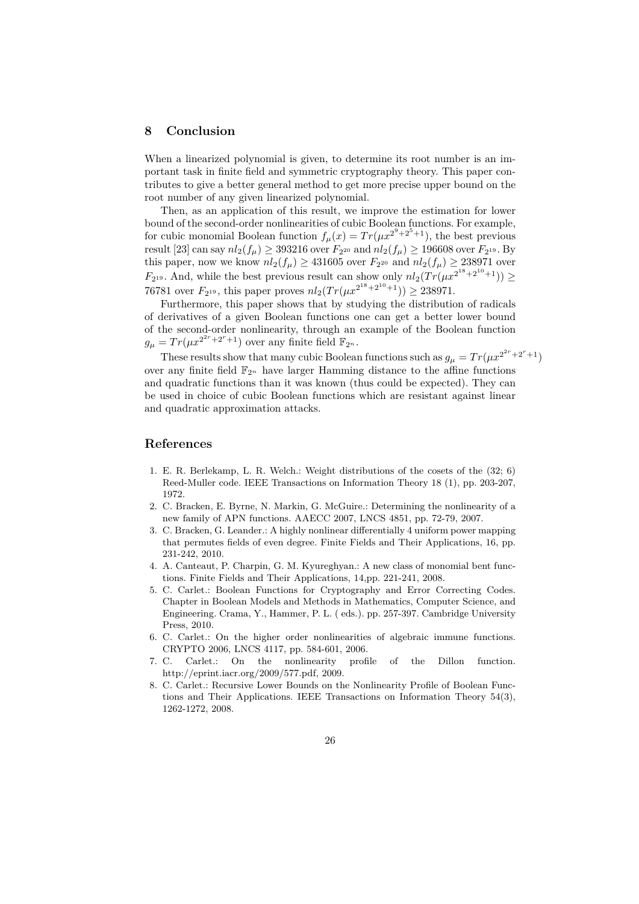## 8 Conclusion

When a linearized polynomial is given, to determine its root number is an important task in finite field and symmetric cryptography theory. This paper contributes to give a better general method to get more precise upper bound on the root number of any given linearized polynomial.

Then, as an application of this result, we improve the estimation for lower bound of the second-order nonlinearities of cubic Boolean functions. For example, for cubic monomial Boolean function $f_\mu(x) = Tr(\mu x^{2^9+2^5+1})$, the best previous result [23] can say $nl_2(f_\mu) \geq 393216$ over $F_{2^{20}}$ and $nl_2(f_\mu) \geq 196608$ over $F_{2^{19}}$. By this paper, now we know $nl_2(f_\mu) \geq 431605$ over $F_{2^{20}}$ and $nl_2(f_\mu) \geq 238971$ over $F_{2^{19}}$. And, while the best previous result can show only $nl_2(Tr(\mu x^{2^{18}+2^{10}+1})) \geq 76781$ over $F_{2^{19}}$, this paper proves $nl_2(Tr(\mu x^{2^{18}+2^{10}+1})) \geq 238971$.

Furthermore, this paper shows that by studying the distribution of radicals of derivatives of a given Boolean functions one can get a better lower bound of the second-order nonlinearity, through an example of the Boolean function $g_\mu = Tr(\mu x^{2^{2r}+2^r+1})$ over any finite field $\mathbb{F}_{2^n}$.

These results show that many cubic Boolean functions such as $g_\mu = Tr(\mu x^{2^{2r}+2^r+1})$ over any finite field $\mathbb{F}_{2^n}$ have larger Hamming distance to the affine functions and quadratic functions than it was known (thus could be expected). They can be used in choice of cubic Boolean functions which are resistant against linear and quadratic approximation attacks.

## References

1. E. R. Berlekamp, L. R. Welch.: Weight distributions of the cosets of the (32; 6) Reed-Muller code. IEEE Transactions on Information Theory 18 (1), pp. 203-207, 1972.
2. C. Bracken, E. Byrne, N. Markin, G. McGuire.: Determining the nonlinearity of a new family of APN functions. AAECC 2007, LNCS 4851, pp. 72-79, 2007.
3. C. Bracken, G. Leander.: A highly nonlinear differentially 4 uniform power mapping that permutes fields of even degree. Finite Fields and Their Applications, 16, pp. 231-242, 2010.
4. A. Canteaut, P. Charpin, G. M. Kyureghyan.: A new class of monomial bent functions. Finite Fields and Their Applications, 14,pp. 221-241, 2008.
5. C. Carlet.: Boolean Functions for Cryptography and Error Correcting Codes. Chapter in Boolean Models and Methods in Mathematics, Computer Science, and Engineering. Crama, Y., Hammer, P. L. ( eds.). pp. 257-397. Cambridge University Press, 2010.
6. C. Carlet.: On the higher order nonlinearities of algebraic immune functions. CRYPTO 2006, LNCS 4117, pp. 584-601, 2006.
7. C. Carlet.: On the nonlinearity profile of the Dillon function. http://eprint.iacr.org/2009/577.pdf, 2009.
8. C. Carlet.: Recursive Lower Bounds on the Nonlinearity Profile of Boolean Functions and Their Applications. IEEE Transactions on Information Theory 54(3), 1262-1272, 2008.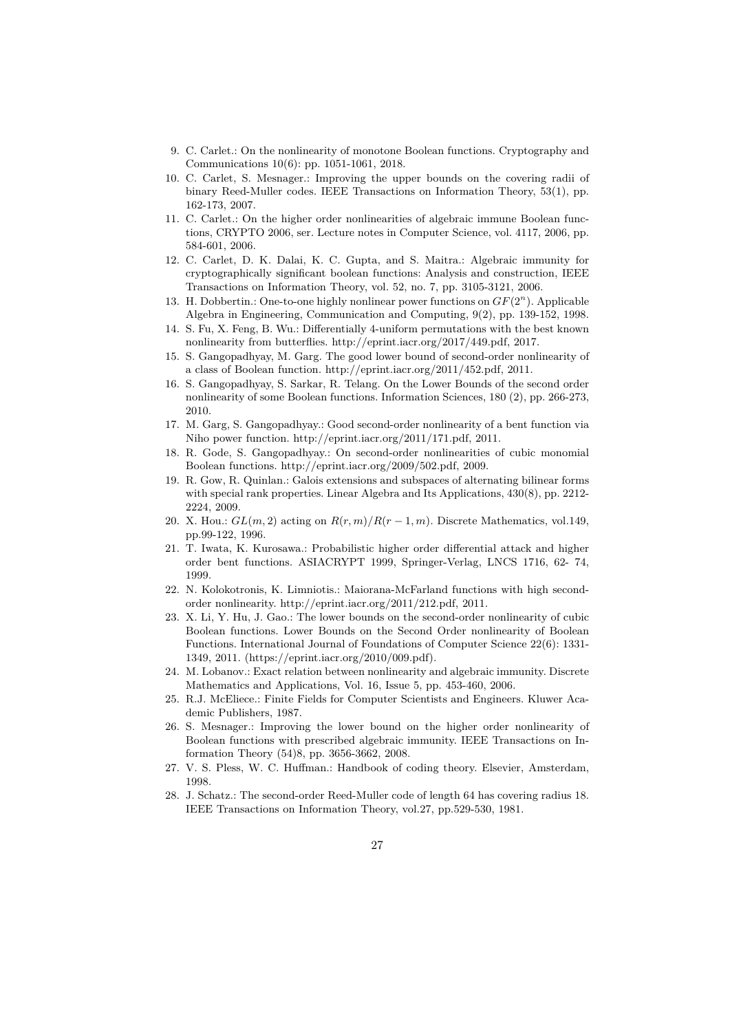9. C. Carlet.: On the nonlinearity of monotone Boolean functions. Cryptography and Communications 10(6): pp. 1051-1061, 2018.
10. C. Carlet, S. Mesnager.: Improving the upper bounds on the covering radii of binary Reed-Muller codes. IEEE Transactions on Information Theory, 53(1), pp. 162-173, 2007.
11. C. Carlet.: On the higher order nonlinearities of algebraic immune Boolean functions, CRYPTO 2006, ser. Lecture notes in Computer Science, vol. 4117, 2006, pp. 584-601, 2006.
12. C. Carlet, D. K. Dalai, K. C. Gupta, and S. Maitra.: Algebraic immunity for cryptographically significant boolean functions: Analysis and construction, IEEE Transactions on Information Theory, vol. 52, no. 7, pp. 3105-3121, 2006.
13. H. Dobbertin.: One-to-one highly nonlinear power functions on $GF(2^n)$. Applicable Algebra in Engineering, Communication and Computing, 9(2), pp. 139-152, 1998.
14. S. Fu, X. Feng, B. Wu.: Differentially 4-uniform permutations with the best known nonlinearity from butterflies. http://eprint.iacr.org/2017/449.pdf, 2017.
15. S. Gangopadhyay, M. Garg. The good lower bound of second-order nonlinearity of a class of Boolean function. http://eprint.iacr.org/2011/452.pdf, 2011.
16. S. Gangopadhyay, S. Sarkar, R. Telang. On the Lower Bounds of the second order nonlinearity of some Boolean functions. Information Sciences, 180 (2), pp. 266-273, 2010.
17. M. Garg, S. Gangopadhyay.: Good second-order nonlinearity of a bent function via Niho power function. http://eprint.iacr.org/2011/171.pdf, 2011.
18. R. Gode, S. Gangopadhyay.: On second-order nonlinearities of cubic monomial Boolean functions. http://eprint.iacr.org/2009/502.pdf, 2009.
19. R. Gow, R. Quinlan.: Galois extensions and subspaces of alternating bilinear forms with special rank properties. Linear Algebra and Its Applications, 430(8), pp. 2212-2224, 2009.
20. X. Hou.: $GL(m, 2)$ acting on $R(r, m)/R(r-1, m)$. Discrete Mathematics, vol.149, pp.99-122, 1996.
21. T. Iwata, K. Kurosawa.: Probabilistic higher order differential attack and higher order bent functions. ASIACRYPT 1999, Springer-Verlag, LNCS 1716, 62- 74, 1999.
22. N. Kolokotronis, K. Limniotis.: Maiorana-McFarland functions with high second-order nonlinearity. http://eprint.iacr.org/2011/212.pdf, 2011.
23. X. Li, Y. Hu, J. Gao.: The lower bounds on the second-order nonlinearity of cubic Boolean functions. Lower Bounds on the Second Order nonlinearity of Boolean Functions. International Journal of Foundations of Computer Science 22(6): 1331-1349, 2011. (https://eprint.iacr.org/2010/009.pdf).
24. M. Lobanov.: Exact relation between nonlinearity and algebraic immunity. Discrete Mathematics and Applications, Vol. 16, Issue 5, pp. 453-460, 2006.
25. R.J. McEliece.: Finite Fields for Computer Scientists and Engineers. Kluwer Academic Publishers, 1987.
26. S. Mesnager.: Improving the lower bound on the higher order nonlinearity of Boolean functions with prescribed algebraic immunity. IEEE Transactions on Information Theory (54)8, pp. 3656-3662, 2008.
27. V. S. Pless, W. C. Huffman.: Handbook of coding theory. Elsevier, Amsterdam, 1998.
28. J. Schatz.: The second-order Reed-Muller code of length 64 has covering radius 18. IEEE Transactions on Information Theory, vol.27, pp.529-530, 1981.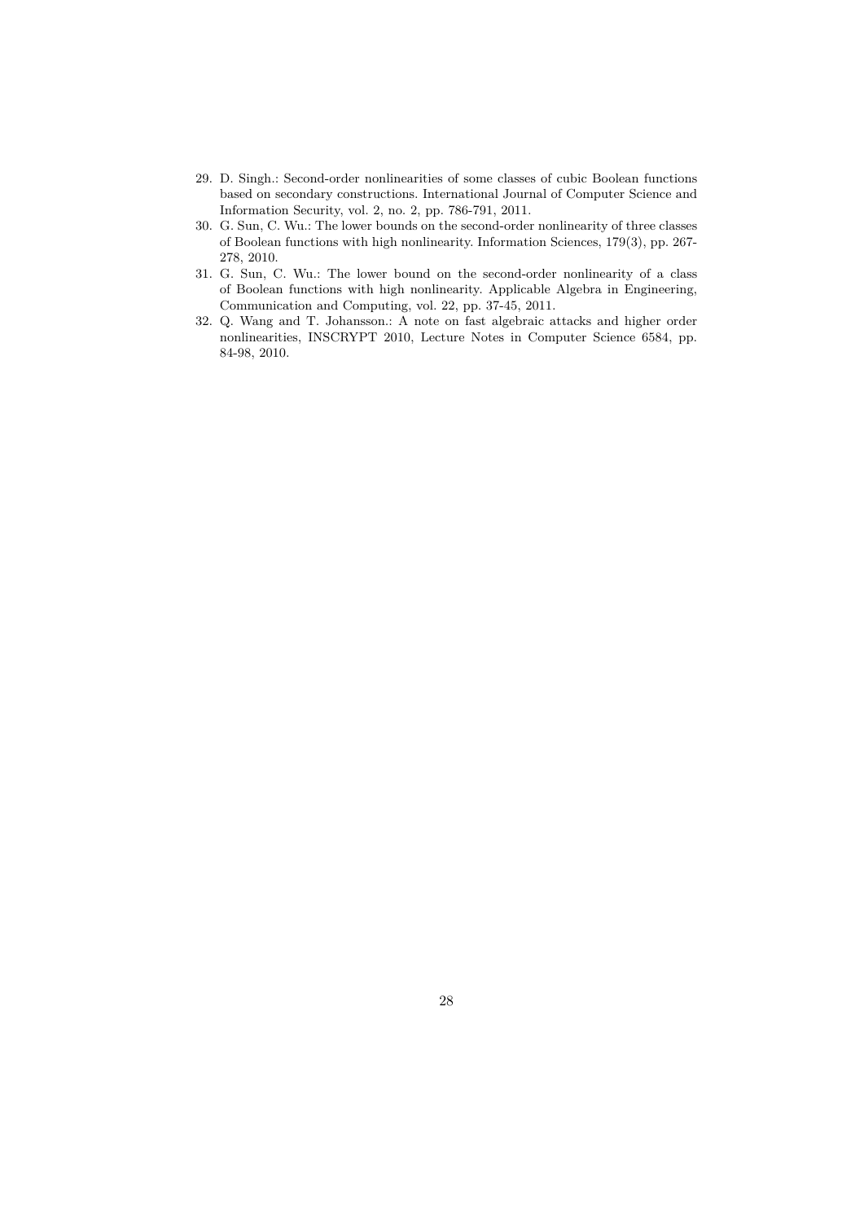29. D. Singh.: Second-order nonlinearities of some classes of cubic Boolean functions based on secondary constructions. International Journal of Computer Science and Information Security, vol. 2, no. 2, pp. 786-791, 2011.
30. G. Sun, C. Wu.: The lower bounds on the second-order nonlinearity of three classes of Boolean functions with high nonlinearity. Information Sciences, 179(3), pp. 267-278, 2010.
31. G. Sun, C. Wu.: The lower bound on the second-order nonlinearity of a class of Boolean functions with high nonlinearity. Applicable Algebra in Engineering, Communication and Computing, vol. 22, pp. 37-45, 2011.
32. Q. Wang and T. Johansson.: A note on fast algebraic attacks and higher order nonlinearities, INSCRYPT 2010, Lecture Notes in Computer Science 6584, pp. 84-98, 2010.